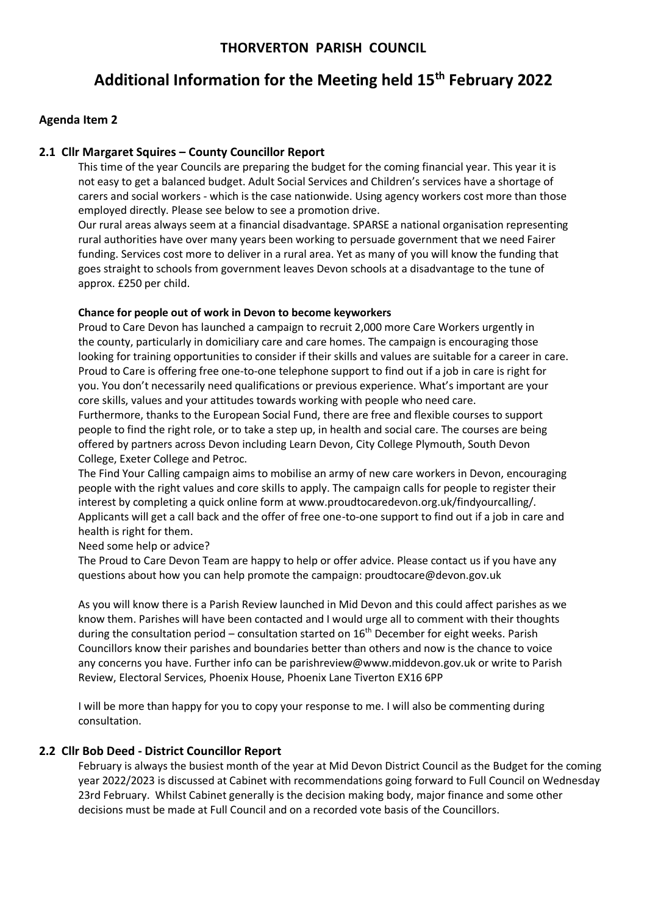# THORVERTON PARISH COUNCIL

# Additional Information for the Meeting held 15th February 2022

### Agenda Item 2

### 2.1 Cllr Margaret Squires – County Councillor Report

This time of the year Councils are preparing the budget for the coming financial year. This year it is not easy to get a balanced budget. Adult Social Services and Children's services have a shortage of carers and social workers - which is the case nationwide. Using agency workers cost more than those employed directly. Please see below to see a promotion drive.

Our rural areas always seem at a financial disadvantage. SPARSE a national organisation representing rural authorities have over many years been working to persuade government that we need Fairer funding. Services cost more to deliver in a rural area. Yet as many of you will know the funding that goes straight to schools from government leaves Devon schools at a disadvantage to the tune of approx. £250 per child.

**Chance for people out of work in Devon to become keyworkers**

Proud to Care Devon has launched a campaign to recruit 2,000 more Care Workers urgently in the county, particularly in domiciliary care and care homes. The campaign is encouraging those looking for training opportunities to consider if their skills and values are suitable for a career in care. Proud to Care is offering free one-to-one telephone support to find out if a job in care is right for you. You don't necessarily need qualifications or previous experience. What's important are your core skills, values and your attitudes towards working with people who need care.

Furthermore, thanks to the European Social Fund, there are free and flexible courses to support people to find the right role, or to take a step up, in health and social care. The courses are being offered by partners across Devon including Learn Devon, City College Plymouth, South Devon College, Exeter College and Petroc.

The Find Your Calling campaign aims to mobilise an army of new care workers in Devon, encouraging people with the right values and core skills to apply. The campaign calls for people to register their interest by completing a quick online form at www.proudtocaredevon.org.uk/findyourcalling/. Applicants will get a call back and the offer of free one-to-one support to find out if a job in care and health is right for them.

Need some help or advice?

The Proud to Care Devon Team are happy to help or offer advice. Please contact us if you have any questions about how you can help promote the campaign: proudtocare@devon.gov.uk

As you will know there is a Parish Review launched in Mid Devon and this could affect parishes as we know them. Parishes will have been contacted and I would urge all to comment with their thoughts during the consultation period – consultation started on 16th December for eight weeks. Parish Councillors know their parishes and boundaries better than others and now is the chance to voice any concerns you have. Further info can be parishreview@www.middevon.gov.uk or write to Parish Review, Electoral Services, Phoenix House, Phoenix Lane Tiverton EX16 6PP

I will be more than happy for you to copy your response to me. I will also be commenting during consultation.

### 2.2 Cllr Bob Deed - District Councillor Report

February is always the busiest month of the year at Mid Devon District Council as the Budget for the coming year 2022/2023 is discussed at Cabinet with recommendations going forward to Full Council on Wednesday 23rd February. Whilst Cabinet generally is the decision making body, major finance and some other decisions must be made at Full Council and on a recorded vote basis of the Councillors.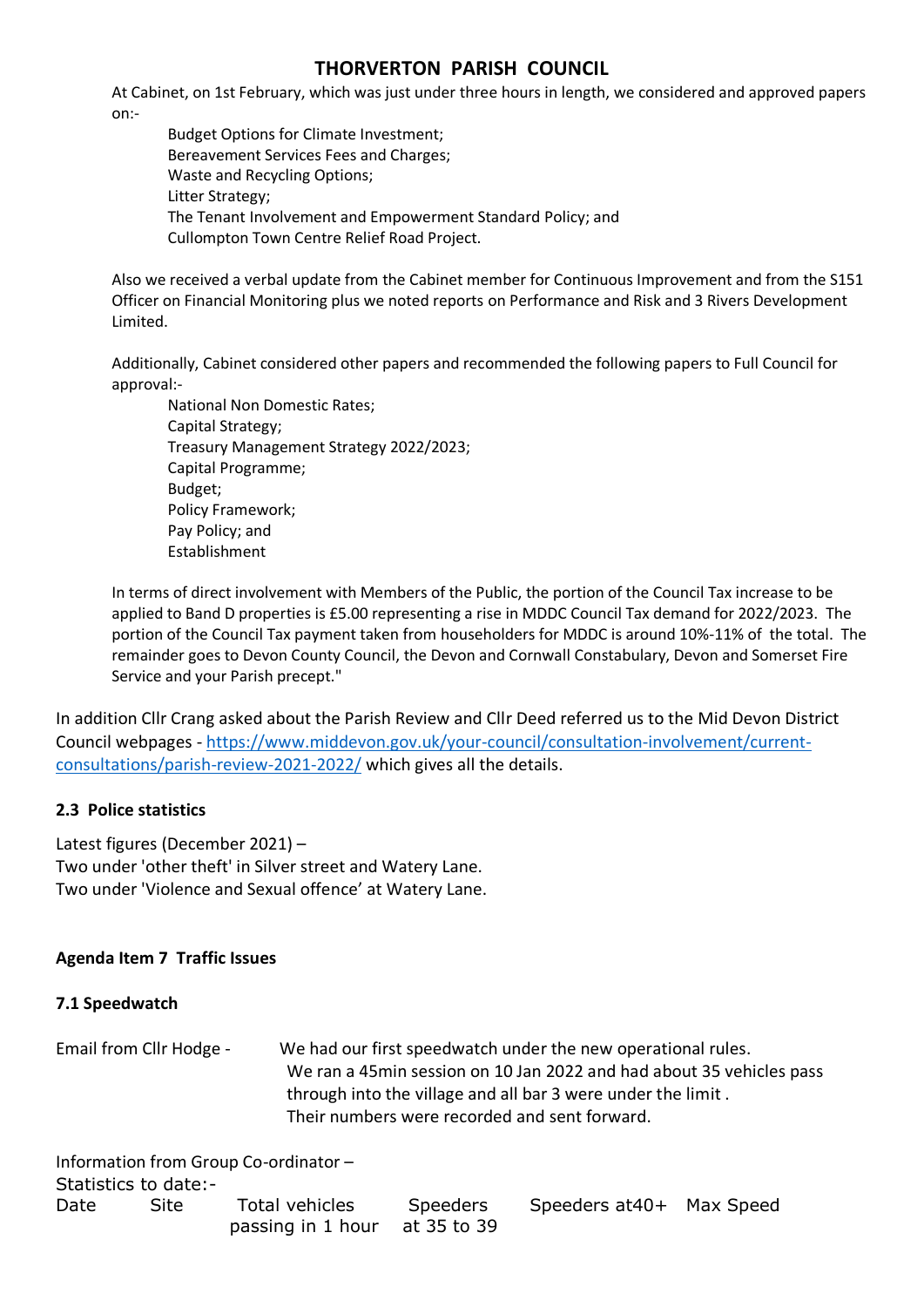# THORVERTON PARISH COUNCIL

At Cabinet, on 1st February, which was just under three hours in length, we considered and approved papers on:-

Budget Options for Climate Investment;
Bereavement Services Fees and Charges;
Waste and Recycling Options;
Litter Strategy;
The Tenant Involvement and Empowerment Standard Policy; and
Cullompton Town Centre Relief Road Project.

Also we received a verbal update from the Cabinet member for Continuous Improvement and from the S151 Officer on Financial Monitoring plus we noted reports on Performance and Risk and 3 Rivers Development Limited.

Additionally, Cabinet considered other papers and recommended the following papers to Full Council for approval:-

National Non Domestic Rates;
Capital Strategy;
Treasury Management Strategy 2022/2023;
Capital Programme;
Budget;
Policy Framework;
Pay Policy; and
Establishment

In terms of direct involvement with Members of the Public, the portion of the Council Tax increase to be applied to Band D properties is £5.00 representing a rise in MDDC Council Tax demand for 2022/2023. The portion of the Council Tax payment taken from householders for MDDC is around 10%-11% of the total. The remainder goes to Devon County Council, the Devon and Cornwall Constabulary, Devon and Somerset Fire Service and your Parish precept."

In addition Cllr Crang asked about the Parish Review and Cllr Deed referred us to the Mid Devon District Council webpages - https://www.middevon.gov.uk/your-council/consultation-involvement/current-consultations/parish-review-2021-2022/ which gives all the details.

### 2.3 Police statistics

Latest figures (December 2021) –
Two under 'other theft' in Silver street and Watery Lane.
Two under 'Violence and Sexual offence' at Watery Lane.

### Agenda Item 7 Traffic Issues

### 7.1 Speedwatch

Email from Cllr Hodge - We had our first speedwatch under the new operational rules. We ran a 45min session on 10 Jan 2022 and had about 35 vehicles pass through into the village and all bar 3 were under the limit. Their numbers were recorded and sent forward.

Information from Group Co-ordinator –
Statistics to date:-

| Date | Site | Total vehicles passing in 1 hour | Speeders at 35 to 39 | Speeders at40+ | Max Speed |
|---|---|---|---|---|---|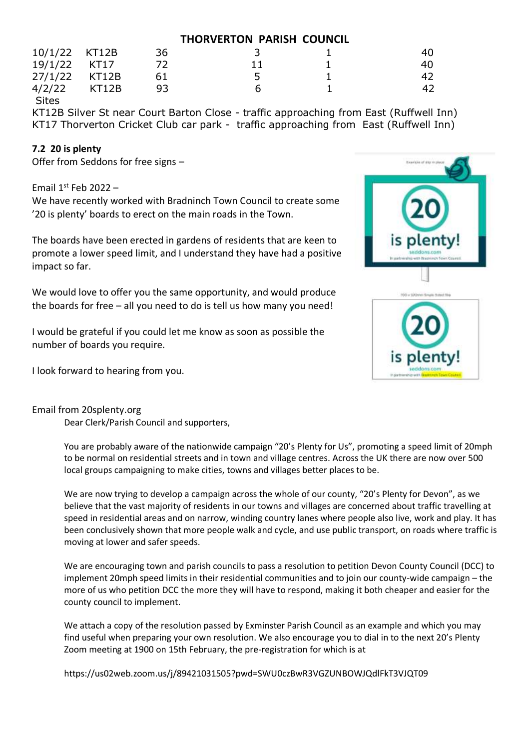## THORVERTON PARISH COUNCIL

| | | | | | |
|---|---|---|---|---|---|
| 10/1/22 | KT12B | 36 | 3 | 1 | 40 |
| 19/1/22 | KT17 | 72 | 11 | 1 | 40 |
| 27/1/22 | KT12B | 61 | 5 | 1 | 42 |
| 4/2/22 | KT12B | 93 | 6 | 1 | 42 |

Sites

KT12B Silver St near Court Barton Close - traffic approaching from East (Ruffwell Inn)
KT17 Thorverton Cricket Club car park - traffic approaching from East (Ruffwell Inn)

**7.2 20 is plenty**

Offer from Seddons for free signs –

Email 1st Feb 2022 –

We have recently worked with Bradninch Town Council to create some '20 is plenty' boards to erect on the main roads in the Town.

The boards have been erected in gardens of residents that are keen to promote a lower speed limit, and I understand they have had a positive impact so far.

We would love to offer you the same opportunity, and would produce the boards for free – all you need to do is tell us how many you need!

I would be grateful if you could let me know as soon as possible the number of boards you require.

I look forward to hearing from you.

Email from 20splenty.org

Dear Clerk/Parish Council and supporters,

You are probably aware of the nationwide campaign "20's Plenty for Us", promoting a speed limit of 20mph to be normal on residential streets and in town and village centres. Across the UK there are now over 500 local groups campaigning to make cities, towns and villages better places to be.

We are now trying to develop a campaign across the whole of our county, "20's Plenty for Devon", as we believe that the vast majority of residents in our towns and villages are concerned about traffic travelling at speed in residential areas and on narrow, winding country lanes where people also live, work and play. It has been conclusively shown that more people walk and cycle, and use public transport, on roads where traffic is moving at lower and safer speeds.

We are encouraging town and parish councils to pass a resolution to petition Devon County Council (DCC) to implement 20mph speed limits in their residential communities and to join our county-wide campaign – the more of us who petition DCC the more they will have to respond, making it both cheaper and easier for the county council to implement.

We attach a copy of the resolution passed by Exminster Parish Council as an example and which you may find useful when preparing your own resolution. We also encourage you to dial in to the next 20's Plenty Zoom meeting at 1900 on 15th February, the pre-registration for which is at

https://us02web.zoom.us/j/89421031505?pwd=SWU0czBwR3VGZUNBOWJQdlFkT3VJQT09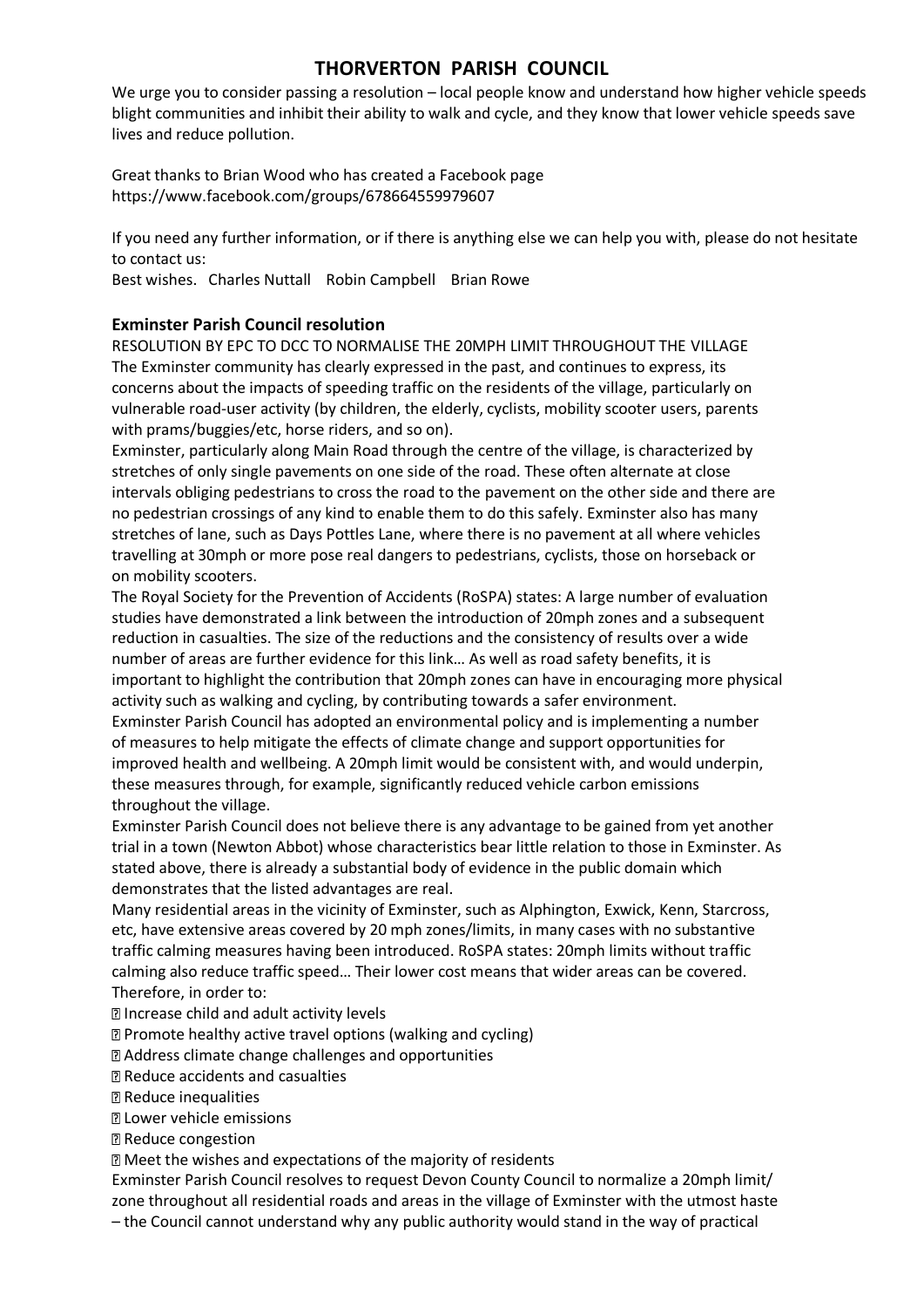# THORVERTON PARISH COUNCIL

We urge you to consider passing a resolution – local people know and understand how higher vehicle speeds blight communities and inhibit their ability to walk and cycle, and they know that lower vehicle speeds save lives and reduce pollution.

Great thanks to Brian Wood who has created a Facebook page https://www.facebook.com/groups/678664559979607

If you need any further information, or if there is anything else we can help you with, please do not hesitate to contact us:

Best wishes. Charles Nuttall Robin Campbell Brian Rowe

### Exminster Parish Council resolution

RESOLUTION BY EPC TO DCC TO NORMALISE THE 20MPH LIMIT THROUGHOUT THE VILLAGE

The Exminster community has clearly expressed in the past, and continues to express, its concerns about the impacts of speeding traffic on the residents of the village, particularly on vulnerable road-user activity (by children, the elderly, cyclists, mobility scooter users, parents with prams/buggies/etc, horse riders, and so on).

Exminster, particularly along Main Road through the centre of the village, is characterized by stretches of only single pavements on one side of the road. These often alternate at close intervals obliging pedestrians to cross the road to the pavement on the other side and there are no pedestrian crossings of any kind to enable them to do this safely. Exminster also has many stretches of lane, such as Days Pottles Lane, where there is no pavement at all where vehicles travelling at 30mph or more pose real dangers to pedestrians, cyclists, those on horseback or on mobility scooters.

The Royal Society for the Prevention of Accidents (RoSPA) states: A large number of evaluation studies have demonstrated a link between the introduction of 20mph zones and a subsequent reduction in casualties. The size of the reductions and the consistency of results over a wide number of areas are further evidence for this link… As well as road safety benefits, it is important to highlight the contribution that 20mph zones can have in encouraging more physical activity such as walking and cycling, by contributing towards a safer environment.

Exminster Parish Council has adopted an environmental policy and is implementing a number of measures to help mitigate the effects of climate change and support opportunities for improved health and wellbeing. A 20mph limit would be consistent with, and would underpin, these measures through, for example, significantly reduced vehicle carbon emissions throughout the village.

Exminster Parish Council does not believe there is any advantage to be gained from yet another trial in a town (Newton Abbot) whose characteristics bear little relation to those in Exminster. As stated above, there is already a substantial body of evidence in the public domain which demonstrates that the listed advantages are real.

Many residential areas in the vicinity of Exminster, such as Alphington, Exwick, Kenn, Starcross, etc, have extensive areas covered by 20 mph zones/limits, in many cases with no substantive traffic calming measures having been introduced. RoSPA states: 20mph limits without traffic calming also reduce traffic speed… Their lower cost means that wider areas can be covered.

Therefore, in order to:

- Increase child and adult activity levels
- Promote healthy active travel options (walking and cycling)
- Address climate change challenges and opportunities
- Reduce accidents and casualties
- Reduce inequalities
- Lower vehicle emissions
- Reduce congestion
- Meet the wishes and expectations of the majority of residents

Exminster Parish Council resolves to request Devon County Council to normalize a 20mph limit/ zone throughout all residential roads and areas in the village of Exminster with the utmost haste – the Council cannot understand why any public authority would stand in the way of practical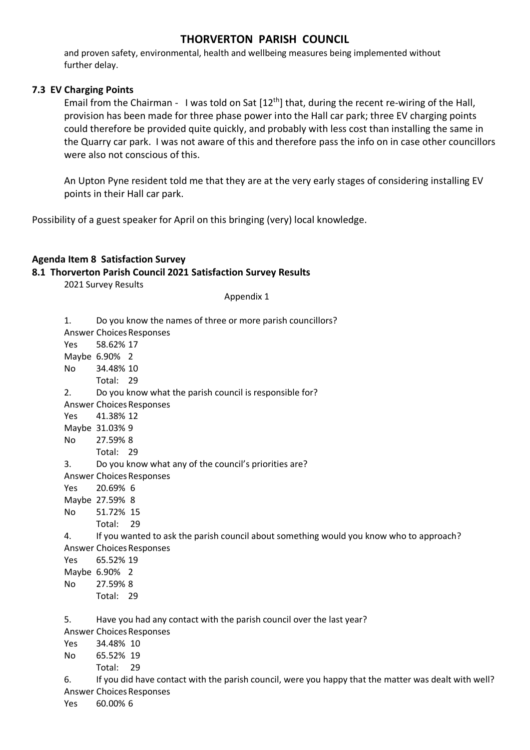and proven safety, environmental, health and wellbeing measures being implemented without further delay.

### 7.3 EV Charging Points

Email from the Chairman - I was told on Sat [12th] that, during the recent re-wiring of the Hall, provision has been made for three phase power into the Hall car park; three EV charging points could therefore be provided quite quickly, and probably with less cost than installing the same in the Quarry car park. I was not aware of this and therefore pass the info on in case other councillors were also not conscious of this.

An Upton Pyne resident told me that they are at the very early stages of considering installing EV points in their Hall car park.

Possibility of a guest speaker for April on this bringing (very) local knowledge.

## Agenda Item 8 Satisfaction Survey

### 8.1 Thorverton Parish Council 2021 Satisfaction Survey Results

2021 Survey Results

Appendix 1

1. Do you know the names of three or more parish councillors?

| Answer Choices | Responses | |
|---|---|---|
| Yes | 58.62% | 17 |
| Maybe | 6.90% | 2 |
| No | 34.48% | 10 |
| | Total: | 29 |

2. Do you know what the parish council is responsible for?

| Answer Choices | Responses | |
|---|---|---|
| Yes | 41.38% | 12 |
| Maybe | 31.03% | 9 |
| No | 27.59% | 8 |
| | Total: | 29 |

3. Do you know what any of the council's priorities are?

| Answer Choices | Responses | |
|---|---|---|
| Yes | 20.69% | 6 |
| Maybe | 27.59% | 8 |
| No | 51.72% | 15 |
| | Total: | 29 |

4. If you wanted to ask the parish council about something would you know who to approach?

| Answer Choices | Responses | |
|---|---|---|
| Yes | 65.52% | 19 |
| Maybe | 6.90% | 2 |
| No | 27.59% | 8 |
| | Total: | 29 |

5. Have you had any contact with the parish council over the last year?

| Answer Choices | Responses | |
|---|---|---|
| Yes | 34.48% | 10 |
| No | 65.52% | 19 |
| | Total: | 29 |

6. If you did have contact with the parish council, were you happy that the matter was dealt with well?

| Answer Choices | Responses | |
|---|---|---|
| Yes | 60.00% | 6 |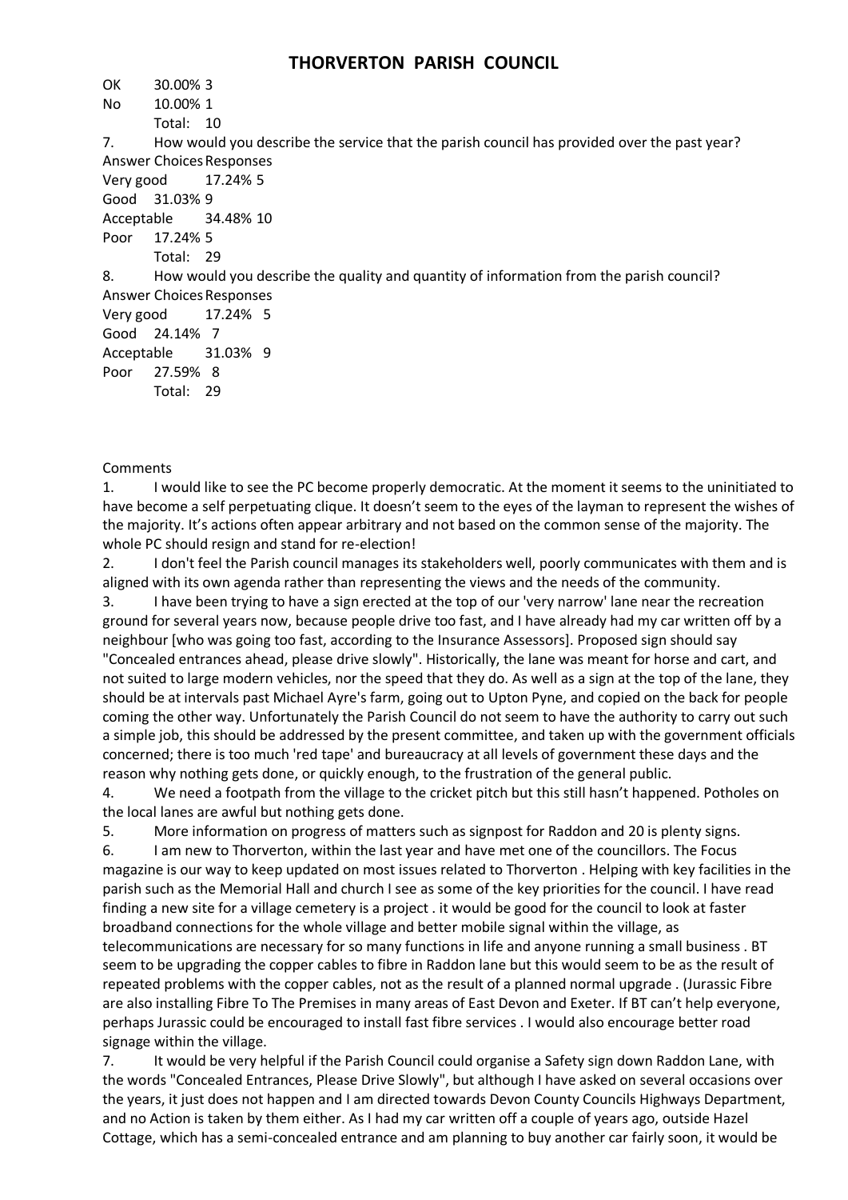# THORVERTON PARISH COUNCIL

| | | |
|---|---|---|
| OK | 30.00% | 3 |
| No | 10.00% | 1 |
| | Total: | 10 |

7. How would you describe the service that the parish council has provided over the past year?

| Answer Choices | Responses | |
|---|---|---|
| Very good | 17.24% | 5 |
| Good | 31.03% | 9 |
| Acceptable | 34.48% | 10 |
| Poor | 17.24% | 5 |
| | Total: | 29 |

8. How would you describe the quality and quantity of information from the parish council?

| Answer Choices | Responses | |
|---|---|---|
| Very good | 17.24% | 5 |
| Good | 24.14% | 7 |
| Acceptable | 31.03% | 9 |
| Poor | 27.59% | 8 |
| | Total: | 29 |

Comments

1. I would like to see the PC become properly democratic. At the moment it seems to the uninitiated to have become a self perpetuating clique. It doesn't seem to the eyes of the layman to represent the wishes of the majority. It's actions often appear arbitrary and not based on the common sense of the majority. The whole PC should resign and stand for re-election!
2. I don't feel the Parish council manages its stakeholders well, poorly communicates with them and is aligned with its own agenda rather than representing the views and the needs of the community.
3. I have been trying to have a sign erected at the top of our 'very narrow' lane near the recreation ground for several years now, because people drive too fast, and I have already had my car written off by a neighbour [who was going too fast, according to the Insurance Assessors]. Proposed sign should say "Concealed entrances ahead, please drive slowly". Historically, the lane was meant for horse and cart, and not suited to large modern vehicles, nor the speed that they do. As well as a sign at the top of the lane, they should be at intervals past Michael Ayre's farm, going out to Upton Pyne, and copied on the back for people coming the other way. Unfortunately the Parish Council do not seem to have the authority to carry out such a simple job, this should be addressed by the present committee, and taken up with the government officials concerned; there is too much 'red tape' and bureaucracy at all levels of government these days and the reason why nothing gets done, or quickly enough, to the frustration of the general public.
4. We need a footpath from the village to the cricket pitch but this still hasn't happened. Potholes on the local lanes are awful but nothing gets done.
5. More information on progress of matters such as signpost for Raddon and 20 is plenty signs.
6. I am new to Thorverton, within the last year and have met one of the councillors. The Focus magazine is our way to keep updated on most issues related to Thorverton . Helping with key facilities in the parish such as the Memorial Hall and church I see as some of the key priorities for the council. I have read finding a new site for a village cemetery is a project . it would be good for the council to look at faster broadband connections for the whole village and better mobile signal within the village, as telecommunications are necessary for so many functions in life and anyone running a small business . BT seem to be upgrading the copper cables to fibre in Raddon lane but this would seem to be as the result of repeated problems with the copper cables, not as the result of a planned normal upgrade . (Jurassic Fibre are also installing Fibre To The Premises in many areas of East Devon and Exeter. If BT can't help everyone, perhaps Jurassic could be encouraged to install fast fibre services . I would also encourage better road signage within the village.
7. It would be very helpful if the Parish Council could organise a Safety sign down Raddon Lane, with the words "Concealed Entrances, Please Drive Slowly", but although I have asked on several occasions over the years, it just does not happen and I am directed towards Devon County Councils Highways Department, and no Action is taken by them either. As I had my car written off a couple of years ago, outside Hazel Cottage, which has a semi-concealed entrance and am planning to buy another car fairly soon, it would be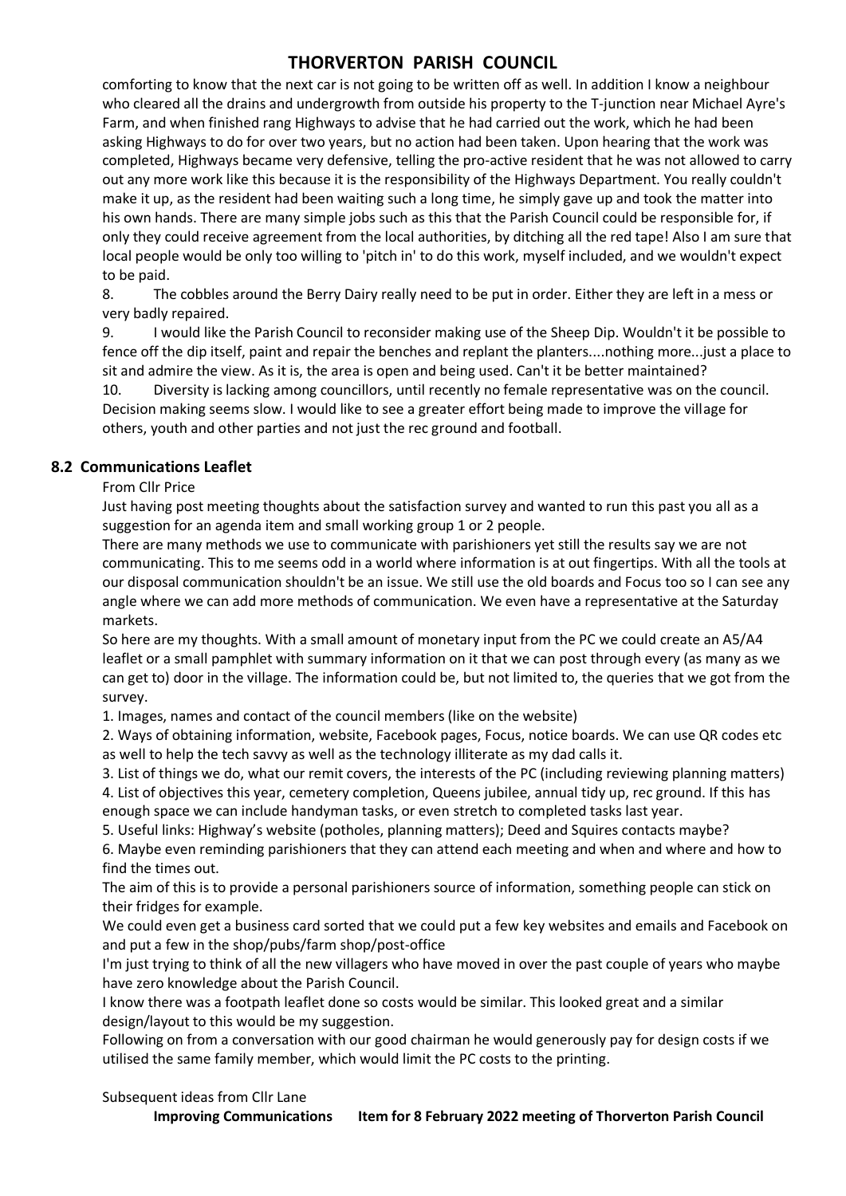comforting to know that the next car is not going to be written off as well. In addition I know a neighbour who cleared all the drains and undergrowth from outside his property to the T-junction near Michael Ayre's Farm, and when finished rang Highways to advise that he had carried out the work, which he had been asking Highways to do for over two years, but no action had been taken. Upon hearing that the work was completed, Highways became very defensive, telling the pro-active resident that he was not allowed to carry out any more work like this because it is the responsibility of the Highways Department. You really couldn't make it up, as the resident had been waiting such a long time, he simply gave up and took the matter into his own hands. There are many simple jobs such as this that the Parish Council could be responsible for, if only they could receive agreement from the local authorities, by ditching all the red tape! Also I am sure that local people would be only too willing to 'pitch in' to do this work, myself included, and we wouldn't expect to be paid.

8. The cobbles around the Berry Dairy really need to be put in order. Either they are left in a mess or very badly repaired.
9. I would like the Parish Council to reconsider making use of the Sheep Dip. Wouldn't it be possible to fence off the dip itself, paint and repair the benches and replant the planters....nothing more...just a place to sit and admire the view. As it is, the area is open and being used. Can't it be better maintained?
10. Diversity is lacking among councillors, until recently no female representative was on the council. Decision making seems slow. I would like to see a greater effort being made to improve the village for others, youth and other parties and not just the rec ground and football.

### 8.2 Communications Leaflet

From Cllr Price

Just having post meeting thoughts about the satisfaction survey and wanted to run this past you all as a suggestion for an agenda item and small working group 1 or 2 people.

There are many methods we use to communicate with parishioners yet still the results say we are not communicating. This to me seems odd in a world where information is at out fingertips. With all the tools at our disposal communication shouldn't be an issue. We still use the old boards and Focus too so I can see any angle where we can add more methods of communication. We even have a representative at the Saturday markets.

So here are my thoughts. With a small amount of monetary input from the PC we could create an A5/A4 leaflet or a small pamphlet with summary information on it that we can post through every (as many as we can get to) door in the village. The information could be, but not limited to, the queries that we got from the survey.

1. Images, names and contact of the council members (like on the website)
2. Ways of obtaining information, website, Facebook pages, Focus, notice boards. We can use QR codes etc as well to help the tech savvy as well as the technology illiterate as my dad calls it.
3. List of things we do, what our remit covers, the interests of the PC (including reviewing planning matters)
4. List of objectives this year, cemetery completion, Queens jubilee, annual tidy up, rec ground. If this has enough space we can include handyman tasks, or even stretch to completed tasks last year.
5. Useful links: Highway's website (potholes, planning matters); Deed and Squires contacts maybe?
6. Maybe even reminding parishioners that they can attend each meeting and when and where and how to find the times out.

The aim of this is to provide a personal parishioners source of information, something people can stick on their fridges for example.

We could even get a business card sorted that we could put a few key websites and emails and Facebook on and put a few in the shop/pubs/farm shop/post-office

I'm just trying to think of all the new villagers who have moved in over the past couple of years who maybe have zero knowledge about the Parish Council.

I know there was a footpath leaflet done so costs would be similar. This looked great and a similar design/layout to this would be my suggestion.

Following on from a conversation with our good chairman he would generously pay for design costs if we utilised the same family member, which would limit the PC costs to the printing.

Subsequent ideas from Cllr Lane

**Improving Communications Item for 8 February 2022 meeting of Thorverton Parish Council**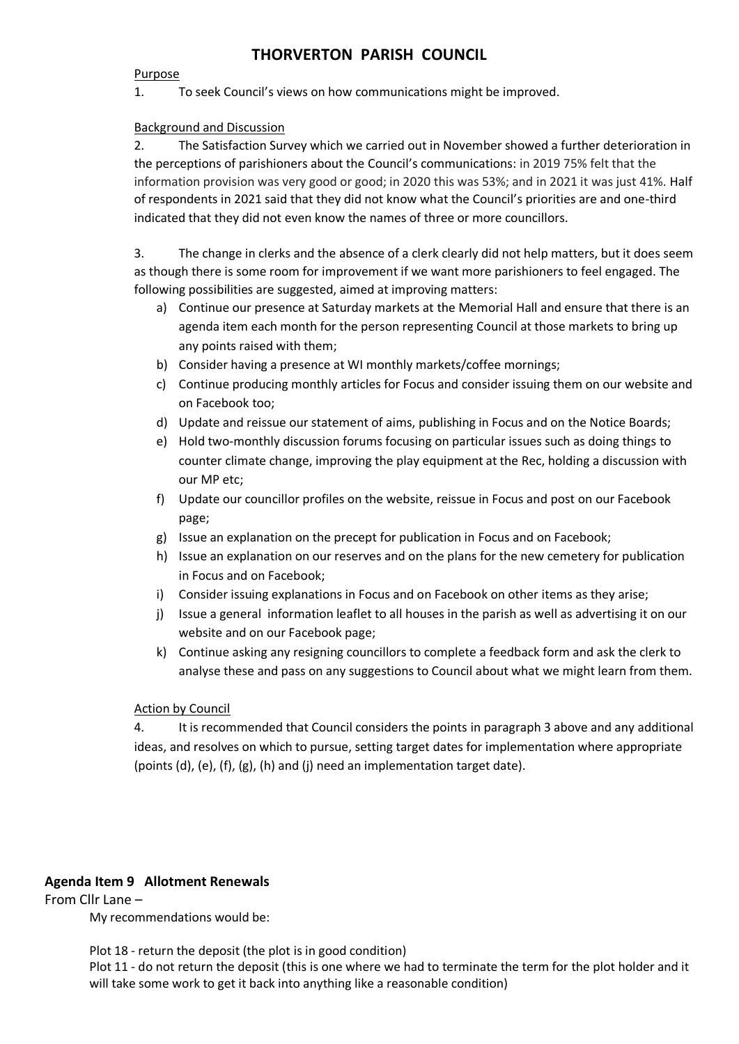# THORVERTON PARISH COUNCIL

Purpose

1. To seek Council's views on how communications might be improved.

Background and Discussion

2. The Satisfaction Survey which we carried out in November showed a further deterioration in the perceptions of parishioners about the Council's communications: in 2019 75% felt that the information provision was very good or good; in 2020 this was 53%; and in 2021 it was just 41%. Half of respondents in 2021 said that they did not know what the Council's priorities are and one-third indicated that they did not even know the names of three or more councillors.

3. The change in clerks and the absence of a clerk clearly did not help matters, but it does seem as though there is some room for improvement if we want more parishioners to feel engaged. The following possibilities are suggested, aimed at improving matters:

a) Continue our presence at Saturday markets at the Memorial Hall and ensure that there is an agenda item each month for the person representing Council at those markets to bring up any points raised with them;
b) Consider having a presence at WI monthly markets/coffee mornings;
c) Continue producing monthly articles for Focus and consider issuing them on our website and on Facebook too;
d) Update and reissue our statement of aims, publishing in Focus and on the Notice Boards;
e) Hold two-monthly discussion forums focusing on particular issues such as doing things to counter climate change, improving the play equipment at the Rec, holding a discussion with our MP etc;
f) Update our councillor profiles on the website, reissue in Focus and post on our Facebook page;
g) Issue an explanation on the precept for publication in Focus and on Facebook;
h) Issue an explanation on our reserves and on the plans for the new cemetery for publication in Focus and on Facebook;
i) Consider issuing explanations in Focus and on Facebook on other items as they arise;
j) Issue a general information leaflet to all houses in the parish as well as advertising it on our website and on our Facebook page;
k) Continue asking any resigning councillors to complete a feedback form and ask the clerk to analyse these and pass on any suggestions to Council about what we might learn from them.

Action by Council

4. It is recommended that Council considers the points in paragraph 3 above and any additional ideas, and resolves on which to pursue, setting target dates for implementation where appropriate (points (d), (e), (f), (g), (h) and (j) need an implementation target date).

## Agenda Item 9 Allotment Renewals

From Cllr Lane –

My recommendations would be:

Plot 18 - return the deposit (the plot is in good condition)

Plot 11 - do not return the deposit (this is one where we had to terminate the term for the plot holder and it will take some work to get it back into anything like a reasonable condition)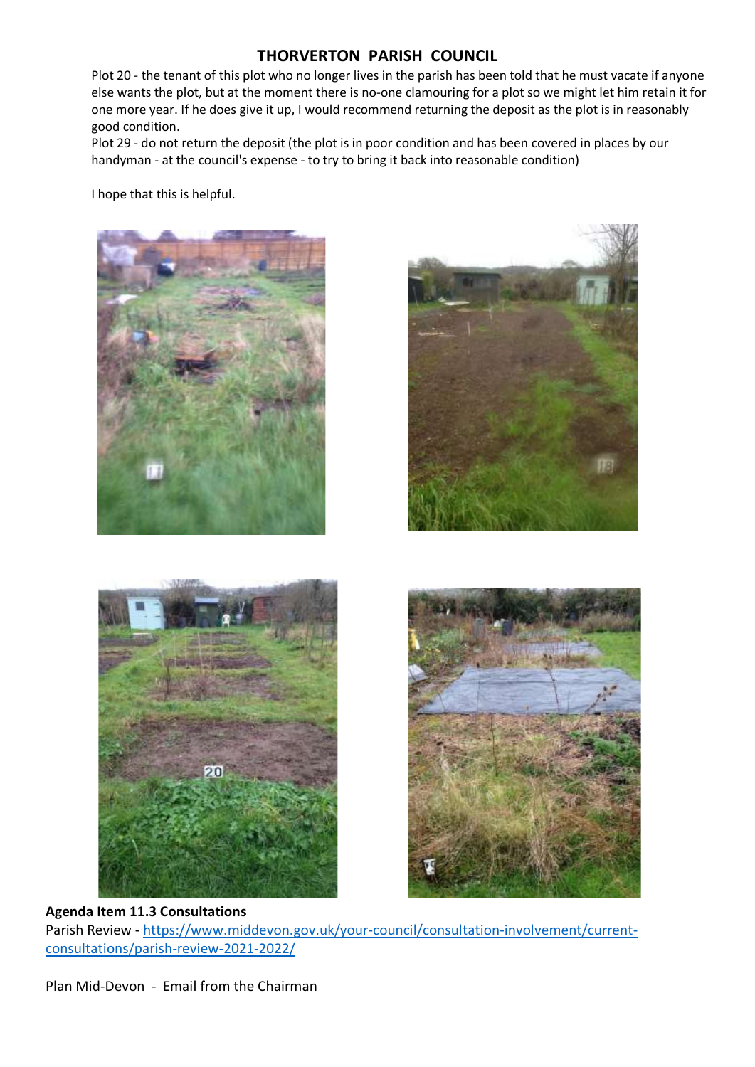# THORVERTON PARISH COUNCIL

Plot 20 - the tenant of this plot who no longer lives in the parish has been told that he must vacate if anyone else wants the plot, but at the moment there is no-one clamouring for a plot so we might let him retain it for one more year. If he does give it up, I would recommend returning the deposit as the plot is in reasonably good condition.

Plot 29 - do not return the deposit (the plot is in poor condition and has been covered in places by our handyman - at the council's expense - to try to bring it back into reasonable condition)

I hope that this is helpful.

**Agenda Item 11.3 Consultations**

Parish Review - https://www.middevon.gov.uk/your-council/consultation-involvement/current-consultations/parish-review-2021-2022/

Plan Mid-Devon - Email from the Chairman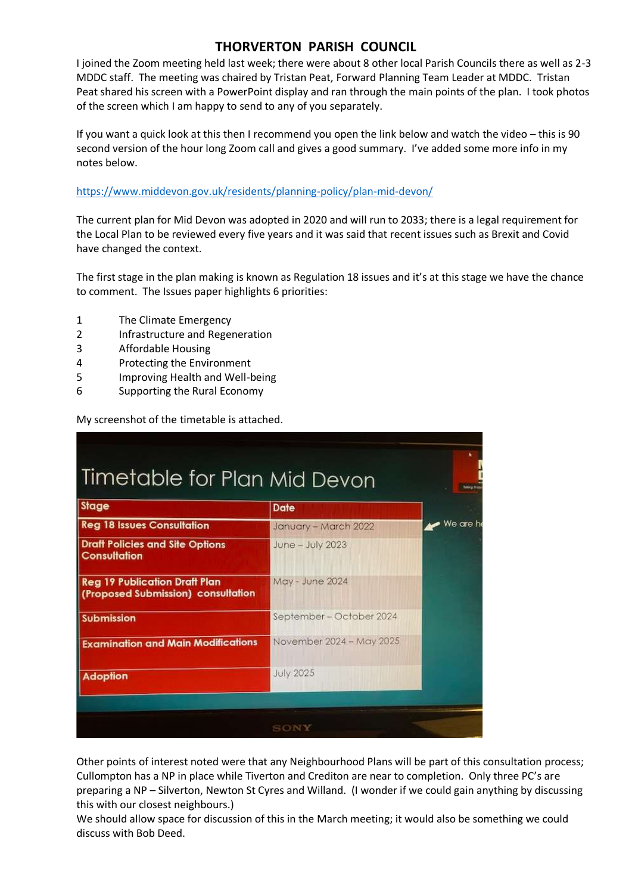# THORVERTON PARISH COUNCIL

I joined the Zoom meeting held last week; there were about 8 other local Parish Councils there as well as 2-3 MDDC staff. The meeting was chaired by Tristan Peat, Forward Planning Team Leader at MDDC. Tristan Peat shared his screen with a PowerPoint display and ran through the main points of the plan. I took photos of the screen which I am happy to send to any of you separately.

If you want a quick look at this then I recommend you open the link below and watch the video – this is 90 second version of the hour long Zoom call and gives a good summary. I've added some more info in my notes below.

https://www.middevon.gov.uk/residents/planning-policy/plan-mid-devon/

The current plan for Mid Devon was adopted in 2020 and will run to 2033; there is a legal requirement for the Local Plan to be reviewed every five years and it was said that recent issues such as Brexit and Covid have changed the context.

The first stage in the plan making is known as Regulation 18 issues and it's at this stage we have the chance to comment. The Issues paper highlights 6 priorities:

1. The Climate Emergency
2. Infrastructure and Regeneration
3. Affordable Housing
4. Protecting the Environment
5. Improving Health and Well-being
6. Supporting the Rural Economy

My screenshot of the timetable is attached.

**Timetable for Plan Mid Devon**

| Stage | Date |
|---|---|
| Reg 18 Issues Consultation | January – March 2022 |
| Draft Policies and Site Options Consultation | June – July 2023 |
| Reg 19 Publication Draft Plan (Proposed Submission) consultation | May - June 2024 |
| Submission | September – October 2024 |
| Examination and Main Modifications | November 2024 – May 2025 |
| Adoption | July 2025 |

Other points of interest noted were that any Neighbourhood Plans will be part of this consultation process; Cullompton has a NP in place while Tiverton and Crediton are near to completion. Only three PC's are preparing a NP – Silverton, Newton St Cyres and Willand. (I wonder if we could gain anything by discussing this with our closest neighbours.)
We should allow space for discussion of this in the March meeting; it would also be something we could discuss with Bob Deed.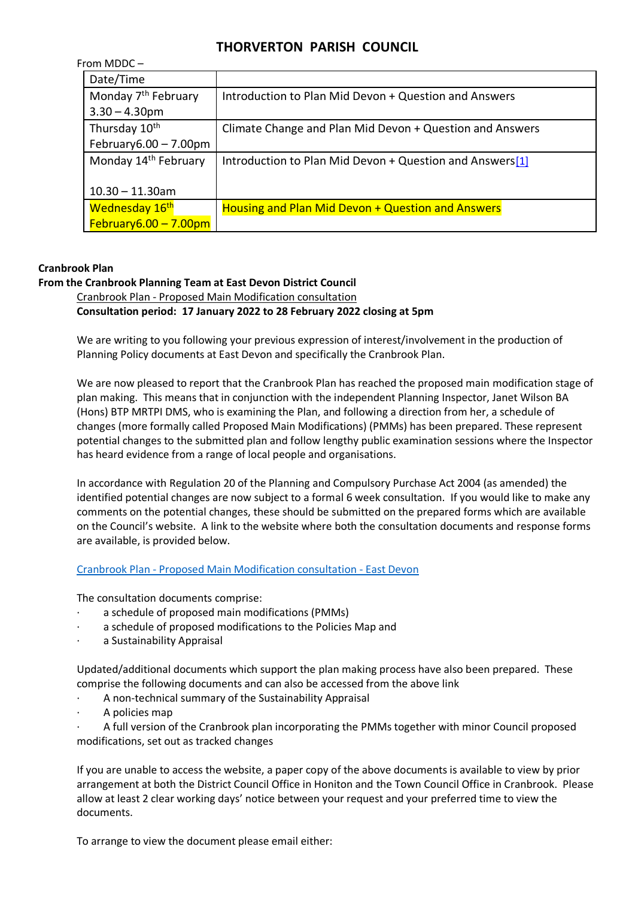# THORVERTON PARISH COUNCIL

From MDDC –

| Date/Time | |
|---|---|
| Monday 7th February 3.30 – 4.30pm | Introduction to Plan Mid Devon + Question and Answers |
| Thursday 10th February6.00 – 7.00pm | Climate Change and Plan Mid Devon + Question and Answers |
| Monday 14th February 10.30 – 11.30am | Introduction to Plan Mid Devon + Question and Answers[1] |
| Wednesday 16th February6.00 – 7.00pm | Housing and Plan Mid Devon + Question and Answers |

**Cranbrook Plan**

**From the Cranbrook Planning Team at East Devon District Council**

Cranbrook Plan - Proposed Main Modification consultation

**Consultation period: 17 January 2022 to 28 February 2022 closing at 5pm**

We are writing to you following your previous expression of interest/involvement in the production of Planning Policy documents at East Devon and specifically the Cranbrook Plan.

We are now pleased to report that the Cranbrook Plan has reached the proposed main modification stage of plan making. This means that in conjunction with the independent Planning Inspector, Janet Wilson BA (Hons) BTP MRTPI DMS, who is examining the Plan, and following a direction from her, a schedule of changes (more formally called Proposed Main Modifications) (PMMs) has been prepared. These represent potential changes to the submitted plan and follow lengthy public examination sessions where the Inspector has heard evidence from a range of local people and organisations.

In accordance with Regulation 20 of the Planning and Compulsory Purchase Act 2004 (as amended) the identified potential changes are now subject to a formal 6 week consultation. If you would like to make any comments on the potential changes, these should be submitted on the prepared forms which are available on the Council's website. A link to the website where both the consultation documents and response forms are available, is provided below.

Cranbrook Plan - Proposed Main Modification consultation - East Devon

The consultation documents comprise:

- a schedule of proposed main modifications (PMMs)
- a schedule of proposed modifications to the Policies Map and
- a Sustainability Appraisal

Updated/additional documents which support the plan making process have also been prepared. These comprise the following documents and can also be accessed from the above link

- A non-technical summary of the Sustainability Appraisal
- A policies map
- A full version of the Cranbrook plan incorporating the PMMs together with minor Council proposed modifications, set out as tracked changes

If you are unable to access the website, a paper copy of the above documents is available to view by prior arrangement at both the District Council Office in Honiton and the Town Council Office in Cranbrook. Please allow at least 2 clear working days' notice between your request and your preferred time to view the documents.

To arrange to view the document please email either: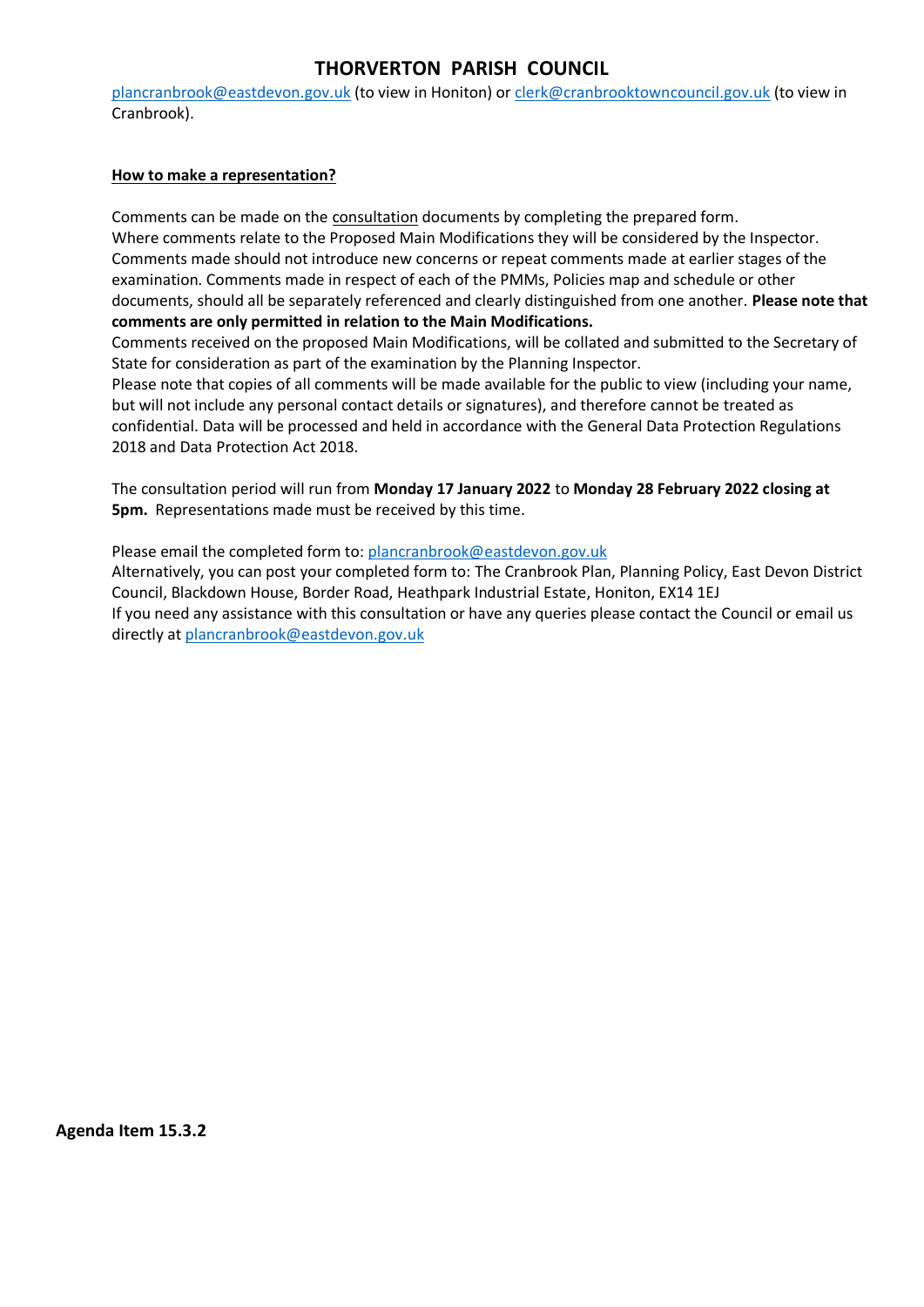plancranbrook@eastdevon.gov.uk (to view in Honiton) or clerk@cranbrooktowncouncil.gov.uk (to view in Cranbrook).

**How to make a representation?**

Comments can be made on the consultation documents by completing the prepared form.
Where comments relate to the Proposed Main Modifications they will be considered by the Inspector. Comments made should not introduce new concerns or repeat comments made at earlier stages of the examination. Comments made in respect of each of the PMMs, Policies map and schedule or other documents, should all be separately referenced and clearly distinguished from one another. **Please note that comments are only permitted in relation to the Main Modifications.**
Comments received on the proposed Main Modifications, will be collated and submitted to the Secretary of State for consideration as part of the examination by the Planning Inspector.
Please note that copies of all comments will be made available for the public to view (including your name, but will not include any personal contact details or signatures), and therefore cannot be treated as confidential. Data will be processed and held in accordance with the General Data Protection Regulations 2018 and Data Protection Act 2018.

The consultation period will run from **Monday 17 January 2022** to **Monday 28 February 2022 closing at 5pm.** Representations made must be received by this time.

Please email the completed form to: plancranbrook@eastdevon.gov.uk
Alternatively, you can post your completed form to: The Cranbrook Plan, Planning Policy, East Devon District Council, Blackdown House, Border Road, Heathpark Industrial Estate, Honiton, EX14 1EJ
If you need any assistance with this consultation or have any queries please contact the Council or email us directly at plancranbrook@eastdevon.gov.uk

**Agenda Item 15.3.2**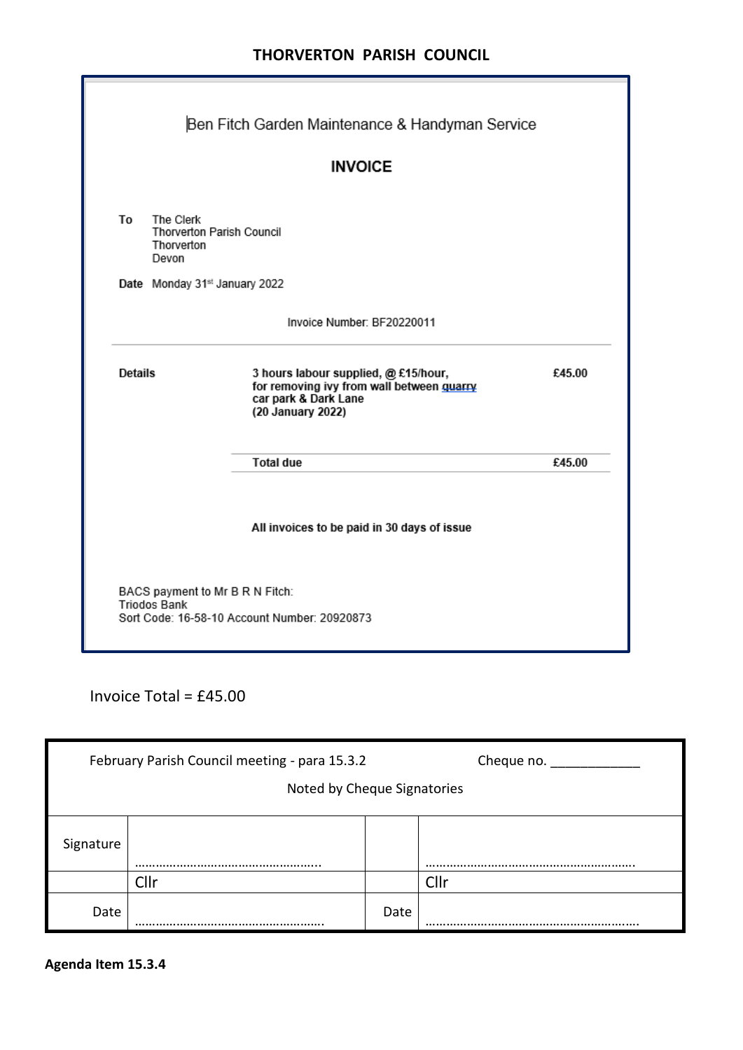# THORVERTON PARISH COUNCIL

Ben Fitch Garden Maintenance & Handyman Service

## INVOICE

**To** The Clerk
Thorverton Parish Council
Thorverton
Devon

**Date** Monday 31st January 2022

Invoice Number: BF20220011

| | | |
|---|---|---|
| **Details** | **3 hours labour supplied, @ £15/hour, for removing ivy from wall between quarry car park & Dark Lane (20 January 2022)** | **£45.00** |
| | **Total due** | **£45.00** |

**All invoices to be paid in 30 days of issue**

BACS payment to Mr B R N Fitch:
Triodos Bank
Sort Code: 16-58-10 Account Number: 20920873

Invoice Total = £45.00

| February Parish Council meeting - para 15.3.2 Noted by Cheque Signatories | | | Cheque no. ____________ |
|---|---|---|---|
| Signature | ……………………………………………. | | ……………………………………………………. |
| | Cllr | | Cllr |
| Date | ……………………………………………. | Date | ……………………………………………………. |

**Agenda Item 15.3.4**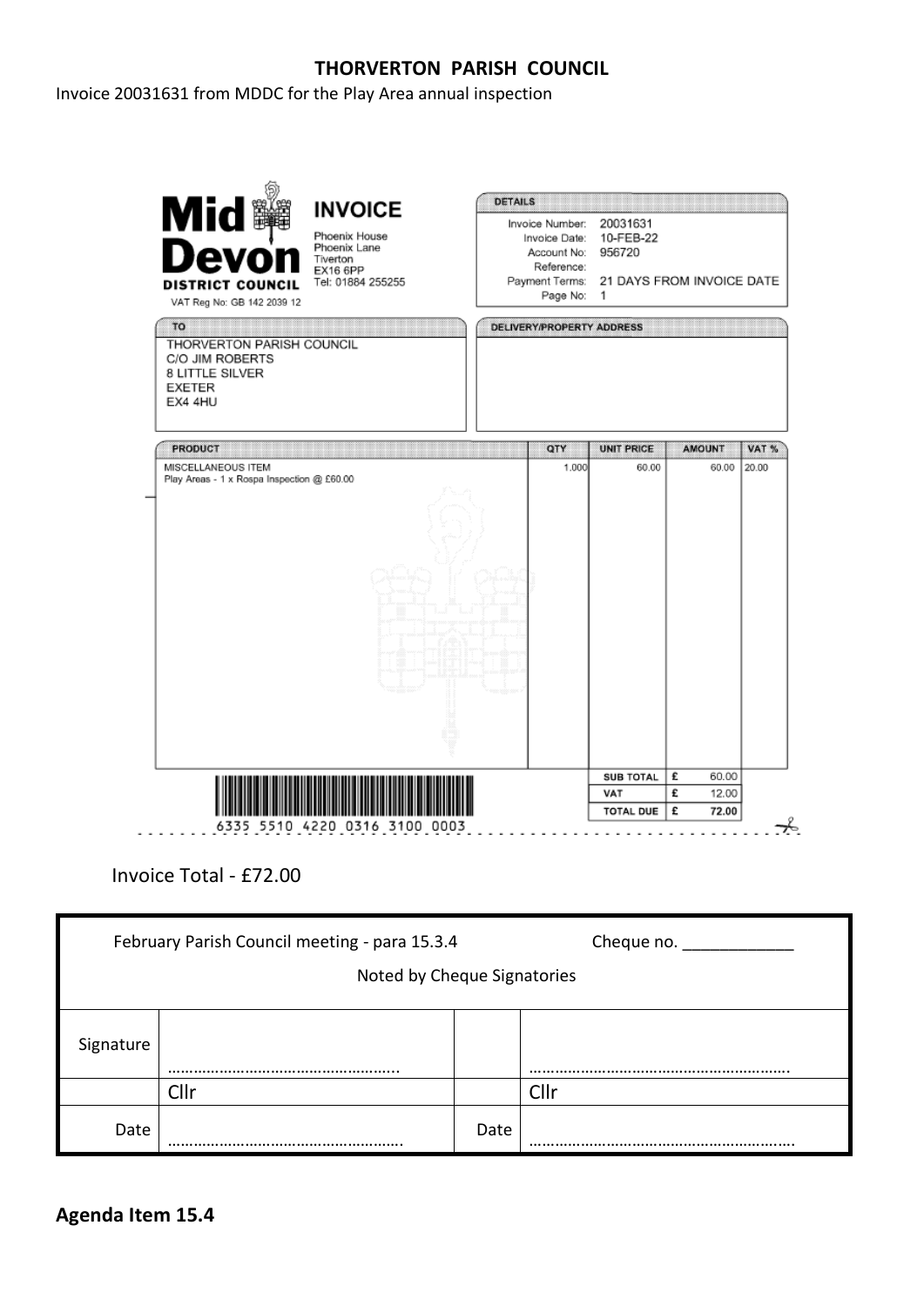# THORVERTON PARISH COUNCIL

Invoice 20031631 from MDDC for the Play Area annual inspection

**Mid Devon DISTRICT COUNCIL**

VAT Reg No: GB 142 2039 12

## INVOICE

Phoenix House
Phoenix Lane
Tiverton
EX16 6PP
Tel: 01884 255255

**DETAILS**

| | |
|---|---|
| Invoice Number: | 20031631 |
| Invoice Date: | 10-FEB-22 |
| Account No: | 956720 |
| Reference: | |
| Payment Terms: | 21 DAYS FROM INVOICE DATE |
| Page No: | 1 |

**TO**

THORVERTON PARISH COUNCIL
C/O JIM ROBERTS
8 LITTLE SILVER
EXETER
EX4 4HU

**DELIVERY/PROPERTY ADDRESS**

| PRODUCT | QTY | UNIT PRICE | AMOUNT | VAT % |
|---|---|---|---|---|
| MISCELLANEOUS ITEM<br>Play Areas - 1 x Rospa Inspection @ £60.00 | 1.000 | 60.00 | 60.00 | 20.00 |

| | | |
|---|---|---|
| SUB TOTAL | £ | 60.00 |
| VAT | £ | 12.00 |
| TOTAL DUE | £ | 72.00 |

6335 5510 4220 0316 3100 0003

Invoice Total - £72.00

| February Parish Council meeting - para 15.3.4<br>Noted by Cheque Signatories | | Cheque no. ____________ | |
|---|---|---|---|
| Signature | ……………………………………………. | | ……………………………………………………. |
| | Cllr | | Cllr |
| Date | ……………………………………………. | Date | ……………………………………………………. |

**Agenda Item 15.4**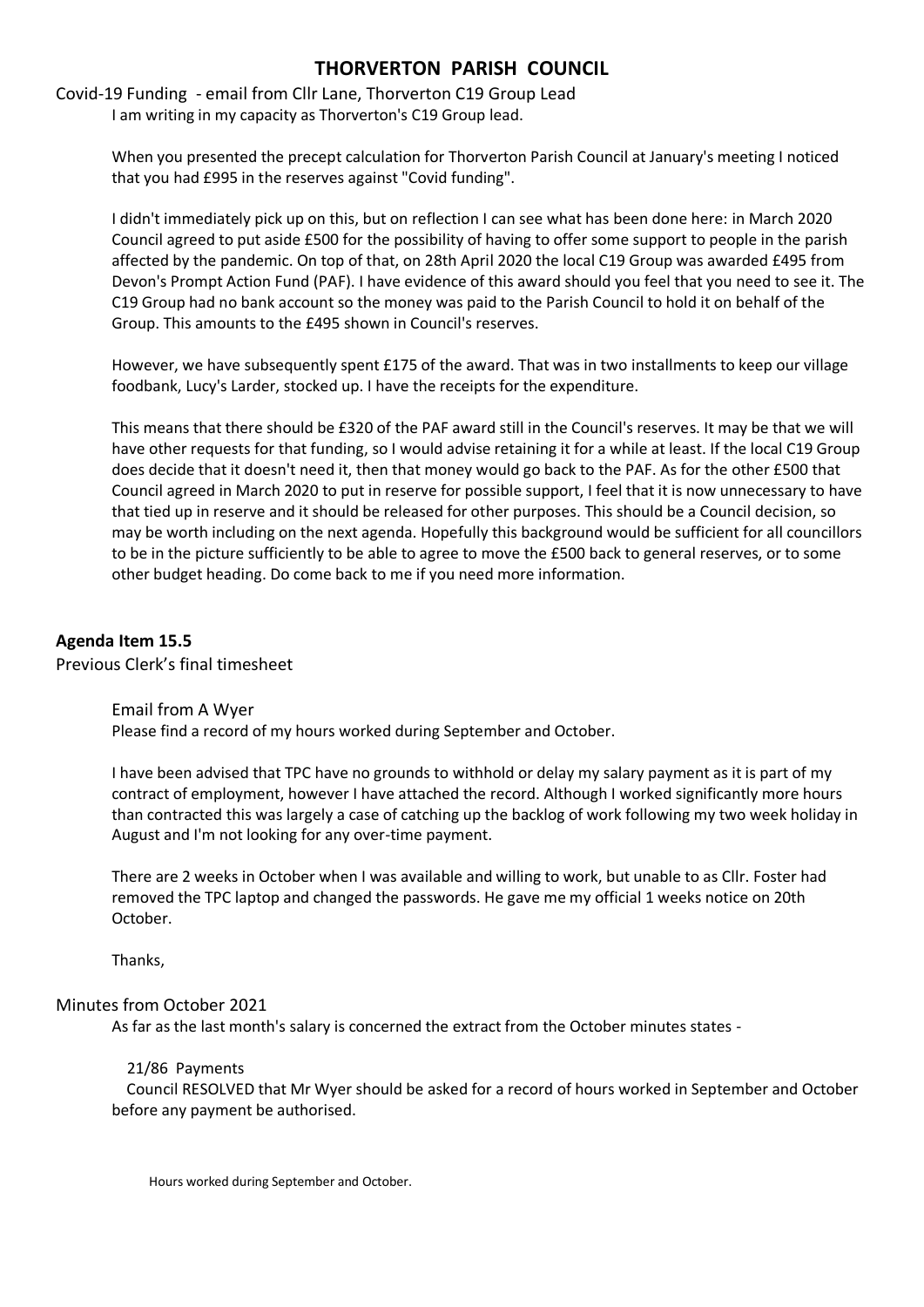# THORVERTON PARISH COUNCIL

Covid-19 Funding - email from Cllr Lane, Thorverton C19 Group Lead

I am writing in my capacity as Thorverton's C19 Group lead.

When you presented the precept calculation for Thorverton Parish Council at January's meeting I noticed that you had £995 in the reserves against "Covid funding".

I didn't immediately pick up on this, but on reflection I can see what has been done here: in March 2020 Council agreed to put aside £500 for the possibility of having to offer some support to people in the parish affected by the pandemic. On top of that, on 28th April 2020 the local C19 Group was awarded £495 from Devon's Prompt Action Fund (PAF). I have evidence of this award should you feel that you need to see it. The C19 Group had no bank account so the money was paid to the Parish Council to hold it on behalf of the Group. This amounts to the £495 shown in Council's reserves.

However, we have subsequently spent £175 of the award. That was in two installments to keep our village foodbank, Lucy's Larder, stocked up. I have the receipts for the expenditure.

This means that there should be £320 of the PAF award still in the Council's reserves. It may be that we will have other requests for that funding, so I would advise retaining it for a while at least. If the local C19 Group does decide that it doesn't need it, then that money would go back to the PAF. As for the other £500 that Council agreed in March 2020 to put in reserve for possible support, I feel that it is now unnecessary to have that tied up in reserve and it should be released for other purposes. This should be a Council decision, so may be worth including on the next agenda. Hopefully this background would be sufficient for all councillors to be in the picture sufficiently to be able to agree to move the £500 back to general reserves, or to some other budget heading. Do come back to me if you need more information.

**Agenda Item 15.5**

Previous Clerk's final timesheet

Email from A Wyer

Please find a record of my hours worked during September and October.

I have been advised that TPC have no grounds to withhold or delay my salary payment as it is part of my contract of employment, however I have attached the record. Although I worked significantly more hours than contracted this was largely a case of catching up the backlog of work following my two week holiday in August and I'm not looking for any over-time payment.

There are 2 weeks in October when I was available and willing to work, but unable to as Cllr. Foster had removed the TPC laptop and changed the passwords. He gave me my official 1 weeks notice on 20th October.

Thanks,

Minutes from October 2021

As far as the last month's salary is concerned the extract from the October minutes states -

21/86 Payments

Council RESOLVED that Mr Wyer should be asked for a record of hours worked in September and October before any payment be authorised.

Hours worked during September and October.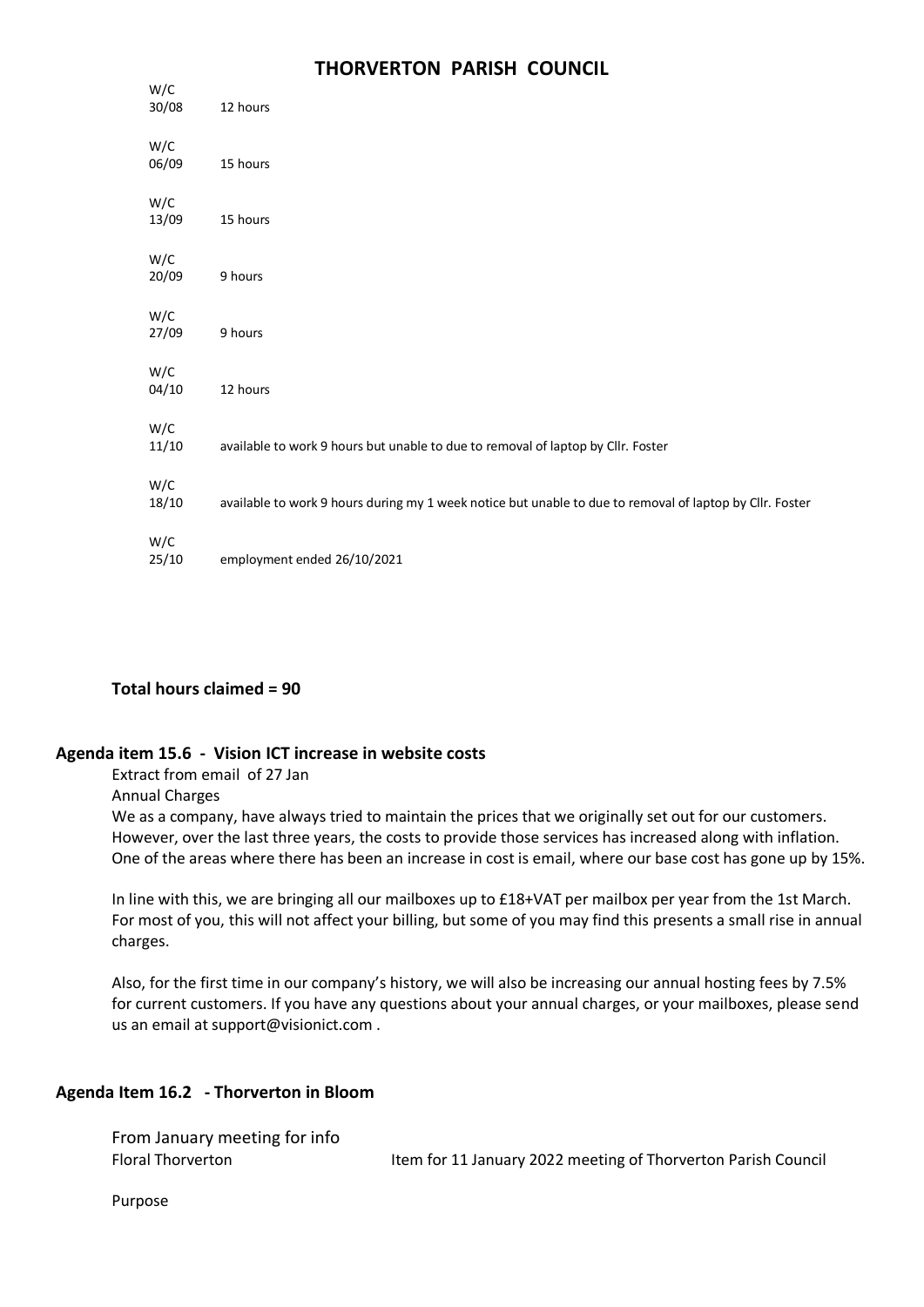# THORVERTON PARISH COUNCIL

| | |
|---|---|
| W/C 30/08 | 12 hours |
| W/C 06/09 | 15 hours |
| W/C 13/09 | 15 hours |
| W/C 20/09 | 9 hours |
| W/C 27/09 | 9 hours |
| W/C 04/10 | 12 hours |
| W/C 11/10 | available to work 9 hours but unable to due to removal of laptop by Cllr. Foster |
| W/C 18/10 | available to work 9 hours during my 1 week notice but unable to due to removal of laptop by Cllr. Foster |
| W/C 25/10 | employment ended 26/10/2021 |

**Total hours claimed = 90**

## Agenda item 15.6 - Vision ICT increase in website costs

Extract from email of 27 Jan

Annual Charges

We as a company, have always tried to maintain the prices that we originally set out for our customers. However, over the last three years, the costs to provide those services has increased along with inflation. One of the areas where there has been an increase in cost is email, where our base cost has gone up by 15%.

In line with this, we are bringing all our mailboxes up to £18+VAT per mailbox per year from the 1st March. For most of you, this will not affect your billing, but some of you may find this presents a small rise in annual charges.

Also, for the first time in our company's history, we will also be increasing our annual hosting fees by 7.5% for current customers. If you have any questions about your annual charges, or your mailboxes, please send us an email at support@visionict.com .

## Agenda Item 16.2 - Thorverton in Bloom

From January meeting for info

Floral Thorverton — Item for 11 January 2022 meeting of Thorverton Parish Council

Purpose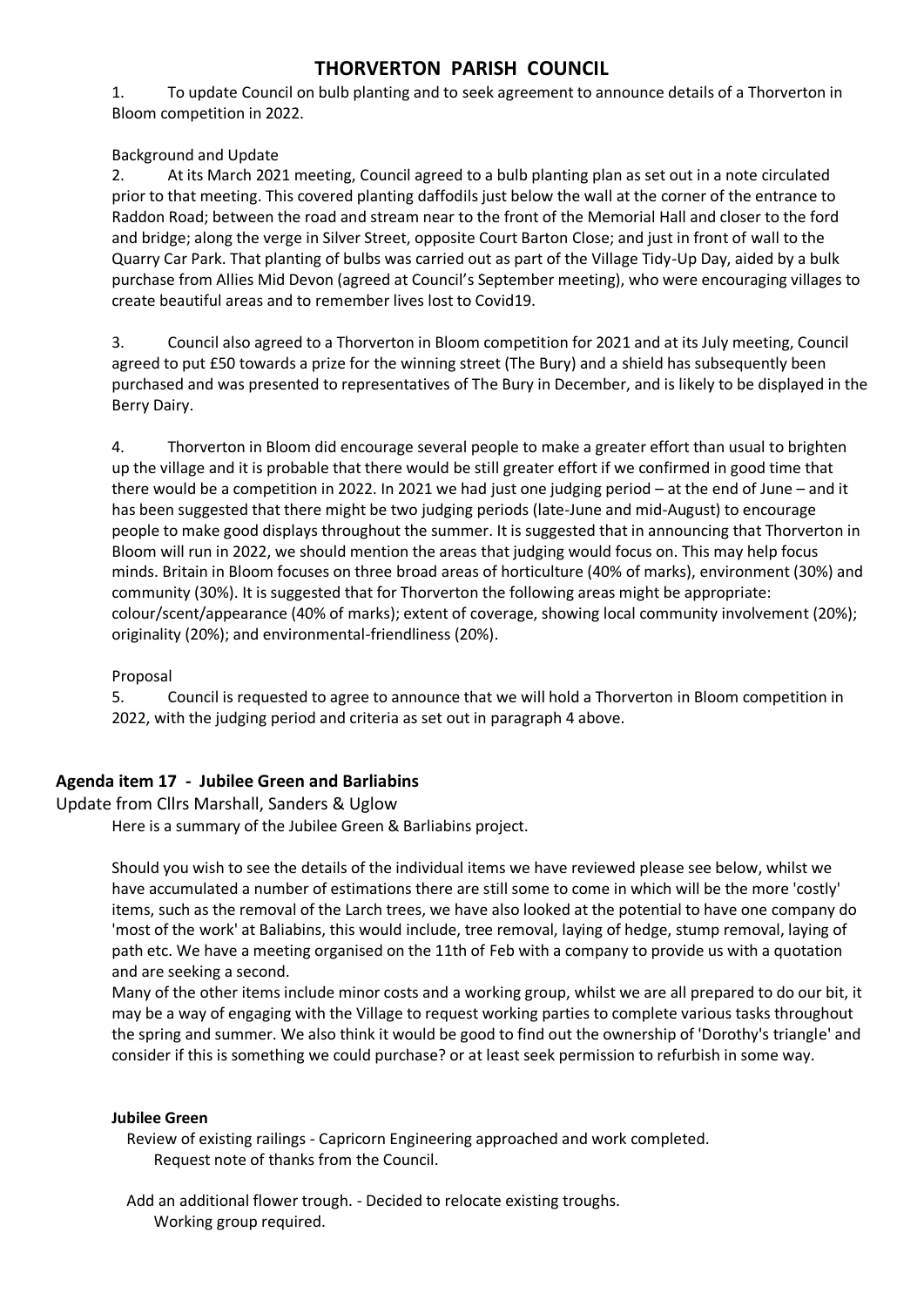# THORVERTON PARISH COUNCIL

1. To update Council on bulb planting and to seek agreement to announce details of a Thorverton in Bloom competition in 2022.

Background and Update

2. At its March 2021 meeting, Council agreed to a bulb planting plan as set out in a note circulated prior to that meeting. This covered planting daffodils just below the wall at the corner of the entrance to Raddon Road; between the road and stream near to the front of the Memorial Hall and closer to the ford and bridge; along the verge in Silver Street, opposite Court Barton Close; and just in front of wall to the Quarry Car Park. That planting of bulbs was carried out as part of the Village Tidy-Up Day, aided by a bulk purchase from Allies Mid Devon (agreed at Council's September meeting), who were encouraging villages to create beautiful areas and to remember lives lost to Covid19.

3. Council also agreed to a Thorverton in Bloom competition for 2021 and at its July meeting, Council agreed to put £50 towards a prize for the winning street (The Bury) and a shield has subsequently been purchased and was presented to representatives of The Bury in December, and is likely to be displayed in the Berry Dairy.

4. Thorverton in Bloom did encourage several people to make a greater effort than usual to brighten up the village and it is probable that there would be still greater effort if we confirmed in good time that there would be a competition in 2022. In 2021 we had just one judging period – at the end of June – and it has been suggested that there might be two judging periods (late-June and mid-August) to encourage people to make good displays throughout the summer. It is suggested that in announcing that Thorverton in Bloom will run in 2022, we should mention the areas that judging would focus on. This may help focus minds. Britain in Bloom focuses on three broad areas of horticulture (40% of marks), environment (30%) and community (30%). It is suggested that for Thorverton the following areas might be appropriate: colour/scent/appearance (40% of marks); extent of coverage, showing local community involvement (20%); originality (20%); and environmental-friendliness (20%).

Proposal

5. Council is requested to agree to announce that we will hold a Thorverton in Bloom competition in 2022, with the judging period and criteria as set out in paragraph 4 above.

## Agenda item 17 - Jubilee Green and Barliabins

Update from Cllrs Marshall, Sanders & Uglow

Here is a summary of the Jubilee Green & Barliabins project.

Should you wish to see the details of the individual items we have reviewed please see below, whilst we have accumulated a number of estimations there are still some to come in which will be the more 'costly' items, such as the removal of the Larch trees, we have also looked at the potential to have one company do 'most of the work' at Baliabins, this would include, tree removal, laying of hedge, stump removal, laying of path etc. We have a meeting organised on the 11th of Feb with a company to provide us with a quotation and are seeking a second.

Many of the other items include minor costs and a working group, whilst we are all prepared to do our bit, it may be a way of engaging with the Village to request working parties to complete various tasks throughout the spring and summer. We also think it would be good to find out the ownership of 'Dorothy's triangle' and consider if this is something we could purchase? or at least seek permission to refurbish in some way.

**Jubilee Green**

Review of existing railings - Capricorn Engineering approached and work completed.
Request note of thanks from the Council.

Add an additional flower trough. - Decided to relocate existing troughs.
Working group required.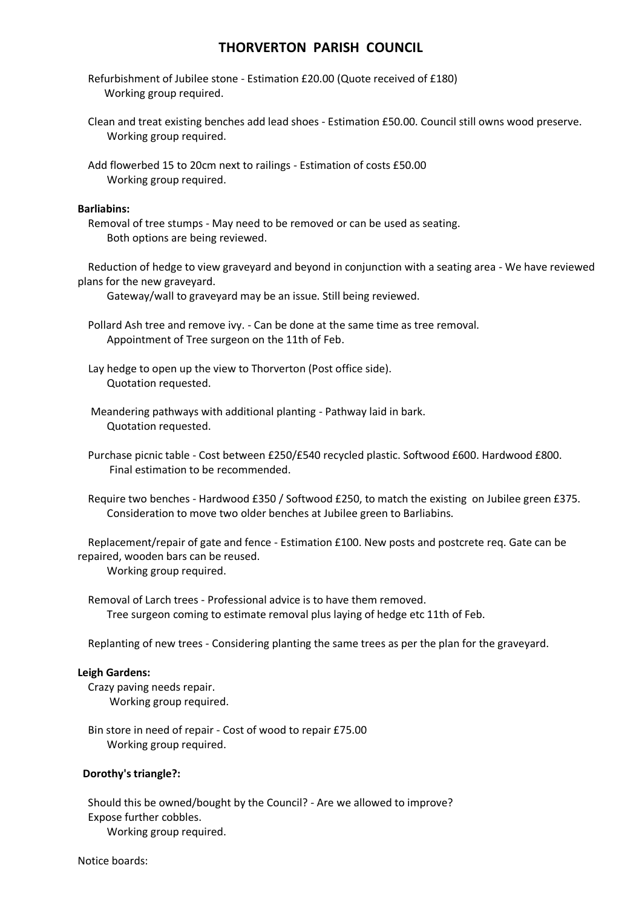# THORVERTON PARISH COUNCIL

Refurbishment of Jubilee stone - Estimation £20.00 (Quote received of £180)
Working group required.

Clean and treat existing benches add lead shoes - Estimation £50.00. Council still owns wood preserve.
Working group required.

Add flowerbed 15 to 20cm next to railings - Estimation of costs £50.00
Working group required.

**Barliabins:**

Removal of tree stumps - May need to be removed or can be used as seating.
Both options are being reviewed.

Reduction of hedge to view graveyard and beyond in conjunction with a seating area - We have reviewed plans for the new graveyard.
Gateway/wall to graveyard may be an issue. Still being reviewed.

Pollard Ash tree and remove ivy. - Can be done at the same time as tree removal.
Appointment of Tree surgeon on the 11th of Feb.

Lay hedge to open up the view to Thorverton (Post office side).
Quotation requested.

Meandering pathways with additional planting - Pathway laid in bark.
Quotation requested.

Purchase picnic table - Cost between £250/£540 recycled plastic. Softwood £600. Hardwood £800.
Final estimation to be recommended.

Require two benches - Hardwood £350 / Softwood £250, to match the existing on Jubilee green £375.
Consideration to move two older benches at Jubilee green to Barliabins.

Replacement/repair of gate and fence - Estimation £100. New posts and postcrete req. Gate can be repaired, wooden bars can be reused.
Working group required.

Removal of Larch trees - Professional advice is to have them removed.
Tree surgeon coming to estimate removal plus laying of hedge etc 11th of Feb.

Replanting of new trees - Considering planting the same trees as per the plan for the graveyard.

**Leigh Gardens:**

Crazy paving needs repair.
Working group required.

Bin store in need of repair - Cost of wood to repair £75.00
Working group required.

**Dorothy's triangle?:**

Should this be owned/bought by the Council? - Are we allowed to improve?
Expose further cobbles.
Working group required.

Notice boards: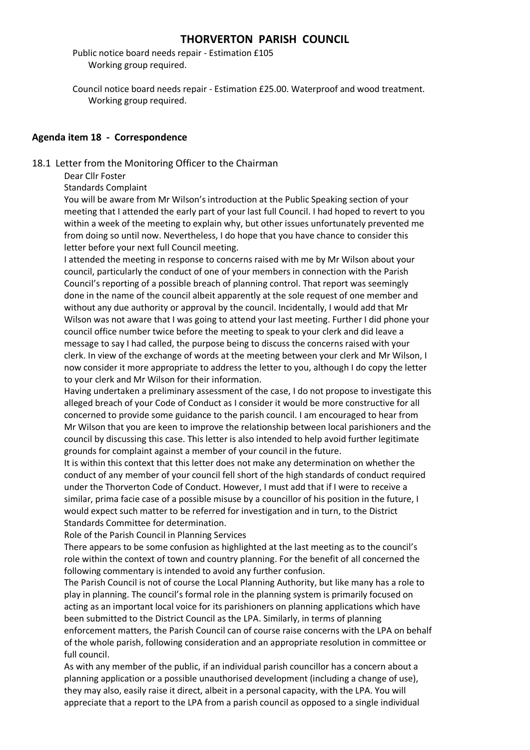Public notice board needs repair - Estimation £105
Working group required.

Council notice board needs repair - Estimation £25.00. Waterproof and wood treatment.
Working group required.

**Agenda item 18 - Correspondence**

18.1 Letter from the Monitoring Officer to the Chairman

Dear Cllr Foster

Standards Complaint

You will be aware from Mr Wilson's introduction at the Public Speaking section of your meeting that I attended the early part of your last full Council. I had hoped to revert to you within a week of the meeting to explain why, but other issues unfortunately prevented me from doing so until now. Nevertheless, I do hope that you have chance to consider this letter before your next full Council meeting.

I attended the meeting in response to concerns raised with me by Mr Wilson about your council, particularly the conduct of one of your members in connection with the Parish Council's reporting of a possible breach of planning control. That report was seemingly done in the name of the council albeit apparently at the sole request of one member and without any due authority or approval by the council. Incidentally, I would add that Mr Wilson was not aware that I was going to attend your last meeting. Further I did phone your council office number twice before the meeting to speak to your clerk and did leave a message to say I had called, the purpose being to discuss the concerns raised with your clerk. In view of the exchange of words at the meeting between your clerk and Mr Wilson, I now consider it more appropriate to address the letter to you, although I do copy the letter to your clerk and Mr Wilson for their information.

Having undertaken a preliminary assessment of the case, I do not propose to investigate this alleged breach of your Code of Conduct as I consider it would be more constructive for all concerned to provide some guidance to the parish council. I am encouraged to hear from Mr Wilson that you are keen to improve the relationship between local parishioners and the council by discussing this case. This letter is also intended to help avoid further legitimate grounds for complaint against a member of your council in the future.

It is within this context that this letter does not make any determination on whether the conduct of any member of your council fell short of the high standards of conduct required under the Thorverton Code of Conduct. However, I must add that if I were to receive a similar, prima facie case of a possible misuse by a councillor of his position in the future, I would expect such matter to be referred for investigation and in turn, to the District Standards Committee for determination.

Role of the Parish Council in Planning Services

There appears to be some confusion as highlighted at the last meeting as to the council's role within the context of town and country planning. For the benefit of all concerned the following commentary is intended to avoid any further confusion.

The Parish Council is not of course the Local Planning Authority, but like many has a role to play in planning. The council's formal role in the planning system is primarily focused on acting as an important local voice for its parishioners on planning applications which have been submitted to the District Council as the LPA. Similarly, in terms of planning enforcement matters, the Parish Council can of course raise concerns with the LPA on behalf of the whole parish, following consideration and an appropriate resolution in committee or full council.

As with any member of the public, if an individual parish councillor has a concern about a planning application or a possible unauthorised development (including a change of use), they may also, easily raise it direct, albeit in a personal capacity, with the LPA. You will appreciate that a report to the LPA from a parish council as opposed to a single individual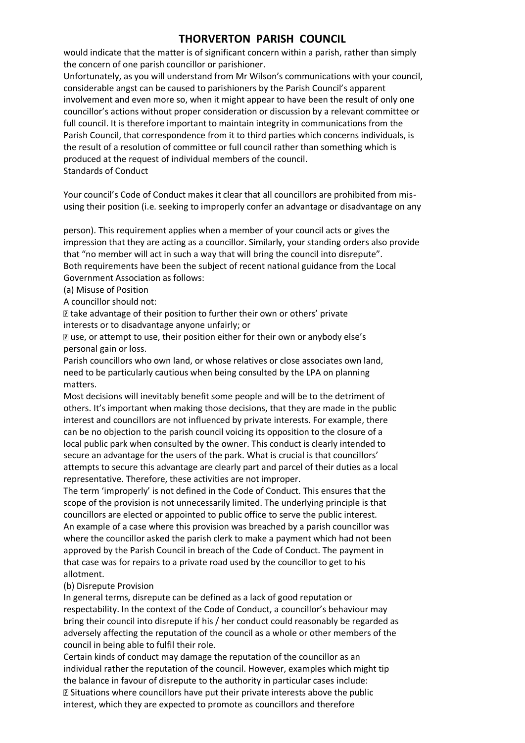would indicate that the matter is of significant concern within a parish, rather than simply the concern of one parish councillor or parishioner.

Unfortunately, as you will understand from Mr Wilson's communications with your council, considerable angst can be caused to parishioners by the Parish Council's apparent involvement and even more so, when it might appear to have been the result of only one councillor's actions without proper consideration or discussion by a relevant committee or full council. It is therefore important to maintain integrity in communications from the Parish Council, that correspondence from it to third parties which concerns individuals, is the result of a resolution of committee or full council rather than something which is produced at the request of individual members of the council.

Standards of Conduct

Your council's Code of Conduct makes it clear that all councillors are prohibited from mis-using their position (i.e. seeking to improperly confer an advantage or disadvantage on any person). This requirement applies when a member of your council acts or gives the impression that they are acting as a councillor. Similarly, your standing orders also provide that "no member will act in such a way that will bring the council into disrepute".

Both requirements have been the subject of recent national guidance from the Local Government Association as follows:

(a) Misuse of Position

A councillor should not:

- take advantage of their position to further their own or others' private interests or to disadvantage anyone unfairly; or
- use, or attempt to use, their position either for their own or anybody else's personal gain or loss.

Parish councillors who own land, or whose relatives or close associates own land, need to be particularly cautious when being consulted by the LPA on planning matters.

Most decisions will inevitably benefit some people and will be to the detriment of others. It's important when making those decisions, that they are made in the public interest and councillors are not influenced by private interests. For example, there can be no objection to the parish council voicing its opposition to the closure of a local public park when consulted by the owner. This conduct is clearly intended to secure an advantage for the users of the park. What is crucial is that councillors' attempts to secure this advantage are clearly part and parcel of their duties as a local representative. Therefore, these activities are not improper.

The term 'improperly' is not defined in the Code of Conduct. This ensures that the scope of the provision is not unnecessarily limited. The underlying principle is that councillors are elected or appointed to public office to serve the public interest.

An example of a case where this provision was breached by a parish councillor was where the councillor asked the parish clerk to make a payment which had not been approved by the Parish Council in breach of the Code of Conduct. The payment in that case was for repairs to a private road used by the councillor to get to his allotment.

(b) Disrepute Provision

In general terms, disrepute can be defined as a lack of good reputation or respectability. In the context of the Code of Conduct, a councillor's behaviour may bring their council into disrepute if his / her conduct could reasonably be regarded as adversely affecting the reputation of the council as a whole or other members of the council in being able to fulfil their role.

Certain kinds of conduct may damage the reputation of the councillor as an individual rather the reputation of the council. However, examples which might tip the balance in favour of disrepute to the authority in particular cases include:

- Situations where councillors have put their private interests above the public interest, which they are expected to promote as councillors and therefore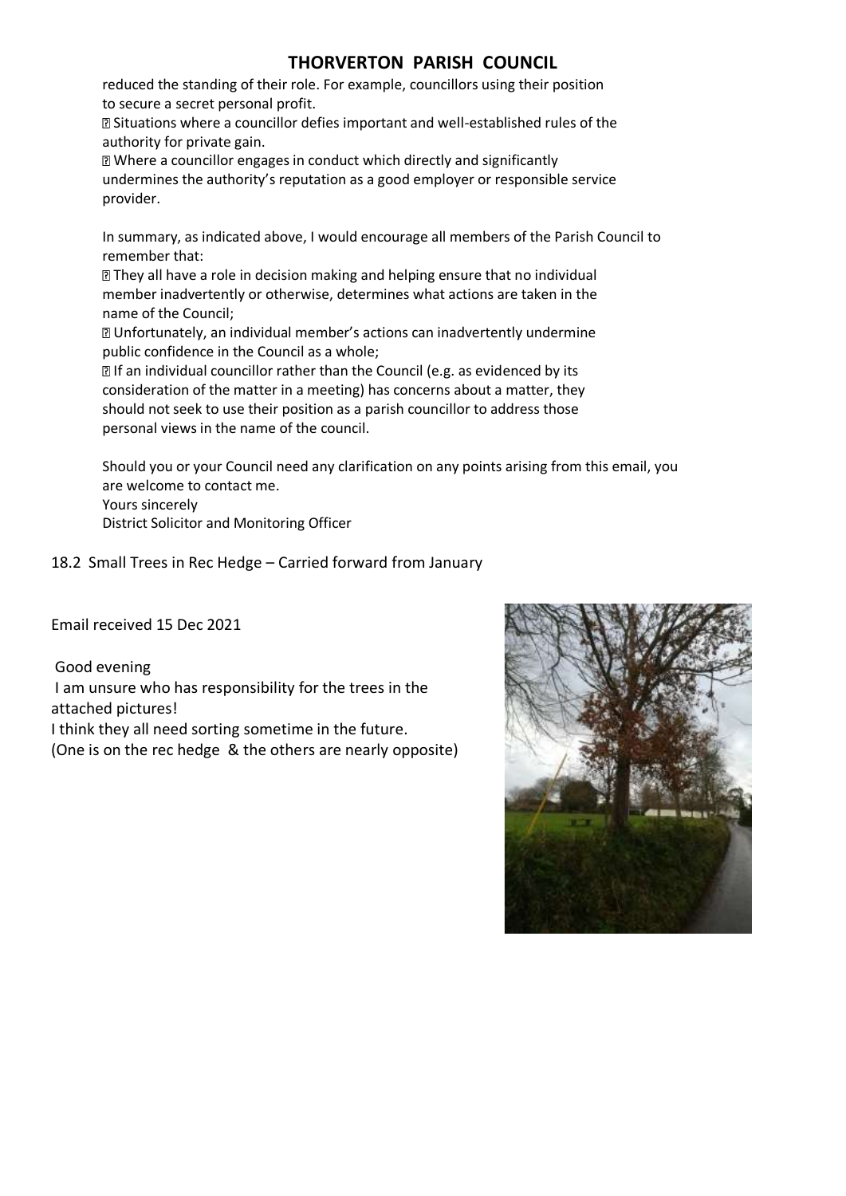reduced the standing of their role. For example, councillors using their position to secure a secret personal profit.

- Situations where a councillor defies important and well-established rules of the authority for private gain.
- Where a councillor engages in conduct which directly and significantly undermines the authority's reputation as a good employer or responsible service provider.

In summary, as indicated above, I would encourage all members of the Parish Council to remember that:

- They all have a role in decision making and helping ensure that no individual member inadvertently or otherwise, determines what actions are taken in the name of the Council;
- Unfortunately, an individual member's actions can inadvertently undermine public confidence in the Council as a whole;
- If an individual councillor rather than the Council (e.g. as evidenced by its consideration of the matter in a meeting) has concerns about a matter, they should not seek to use their position as a parish councillor to address those personal views in the name of the council.

Should you or your Council need any clarification on any points arising from this email, you are welcome to contact me.

Yours sincerely

District Solicitor and Monitoring Officer

18.2 Small Trees in Rec Hedge – Carried forward from January

Email received 15 Dec 2021

Good evening

I am unsure who has responsibility for the trees in the attached pictures!

I think they all need sorting sometime in the future.

(One is on the rec hedge & the others are nearly opposite)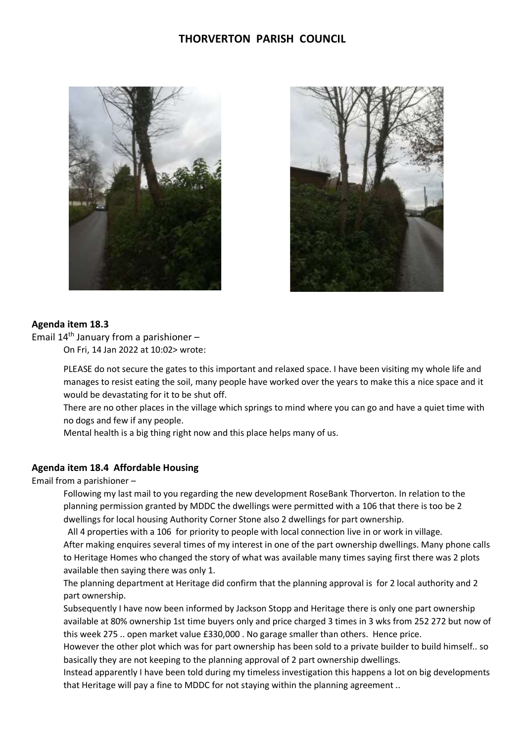# THORVERTON PARISH COUNCIL

**Agenda item 18.3**

Email 14th January from a parishioner –

On Fri, 14 Jan 2022 at 10:02> wrote:

> PLEASE do not secure the gates to this important and relaxed space. I have been visiting my whole life and manages to resist eating the soil, many people have worked over the years to make this a nice space and it would be devastating for it to be shut off.
>
> There are no other places in the village which springs to mind where you can go and have a quiet time with no dogs and few if any people.
>
> Mental health is a big thing right now and this place helps many of us.

**Agenda item 18.4 Affordable Housing**

Email from a parishioner –

> Following my last mail to you regarding the new development RoseBank Thorverton. In relation to the planning permission granted by MDDC the dwellings were permitted with a 106 that there is too be 2 dwellings for local housing Authority Corner Stone also 2 dwellings for part ownership.
>
> All 4 properties with a 106 for priority to people with local connection live in or work in village.
>
> After making enquires several times of my interest in one of the part ownership dwellings. Many phone calls to Heritage Homes who changed the story of what was available many times saying first there was 2 plots available then saying there was only 1.
>
> The planning department at Heritage did confirm that the planning approval is for 2 local authority and 2 part ownership.
>
> Subsequently I have now been informed by Jackson Stopp and Heritage there is only one part ownership available at 80% ownership 1st time buyers only and price charged 3 times in 3 wks from 252 272 but now of this week 275 .. open market value £330,000 . No garage smaller than others. Hence price.
>
> However the other plot which was for part ownership has been sold to a private builder to build himself.. so basically they are not keeping to the planning approval of 2 part ownership dwellings.
>
> Instead apparently I have been told during my timeless investigation this happens a lot on big developments that Heritage will pay a fine to MDDC for not staying within the planning agreement ..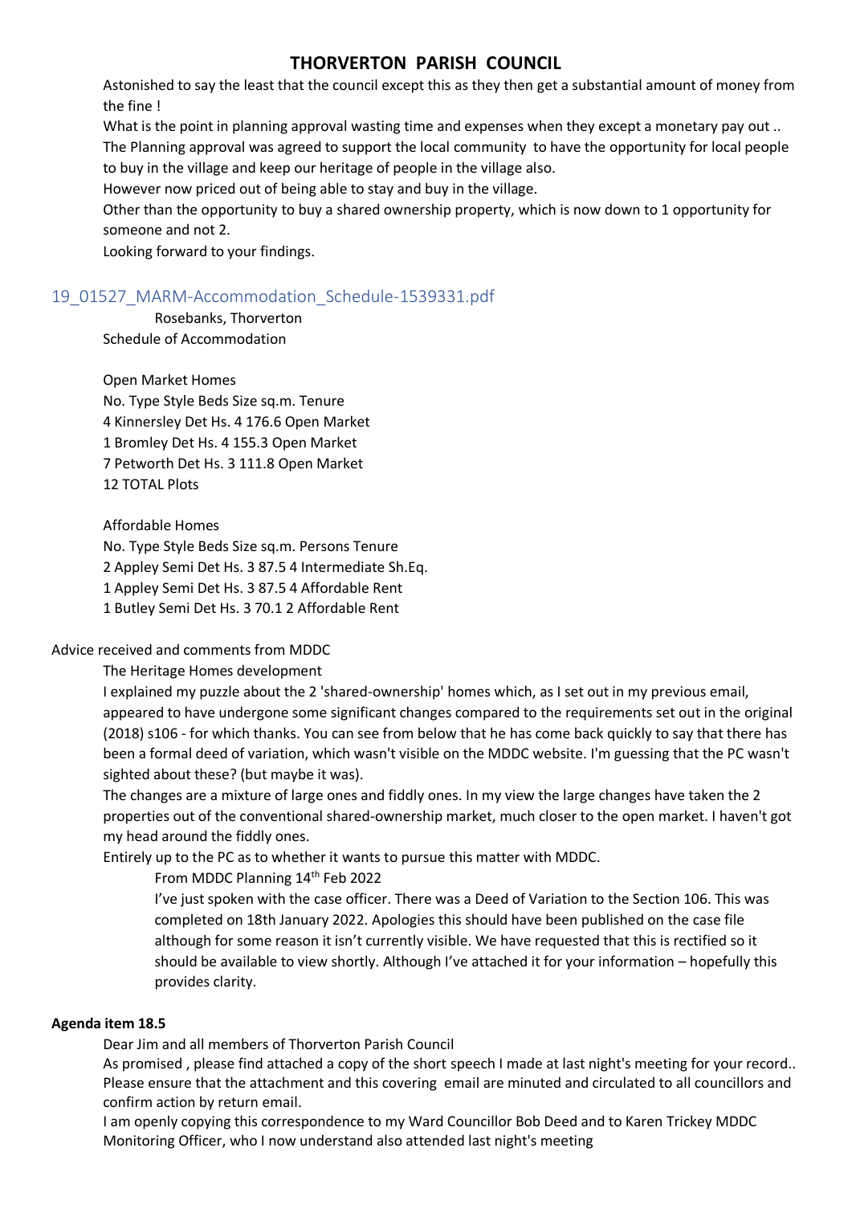Astonished to say the least that the council except this as they then get a substantial amount of money from the fine !

What is the point in planning approval wasting time and expenses when they except a monetary pay out ..

The Planning approval was agreed to support the local community to have the opportunity for local people to buy in the village and keep our heritage of people in the village also.

However now priced out of being able to stay and buy in the village.

Other than the opportunity to buy a shared ownership property, which is now down to 1 opportunity for someone and not 2.

Looking forward to your findings.

## 19_01527_MARM-Accommodation_Schedule-1539331.pdf

Rosebanks, Thorverton

Schedule of Accommodation

Open Market Homes

| No. | Type | Style | Beds | Size sq.m. | Tenure |
|---|---|---|---|---|---|
| 4 | Kinnersley | Det Hs. | 4 | 176.6 | Open Market |
| 1 | Bromley | Det Hs. | 4 | 155.3 | Open Market |
| 7 | Petworth | Det Hs. | 3 | 111.8 | Open Market |
| 12 | TOTAL Plots | | | | |

Affordable Homes

| No. | Type | Style | Beds | Size sq.m. | Persons | Tenure |
|---|---|---|---|---|---|---|
| 2 | Appley | Semi Det Hs. | 3 | 87.5 | 4 | Intermediate Sh.Eq. |
| 1 | Appley | Semi Det Hs. | 3 | 87.5 | 4 | Affordable Rent |
| 1 | Butley | Semi Det Hs. | 3 | 70.1 | 2 | Affordable Rent |

Advice received and comments from MDDC

The Heritage Homes development

I explained my puzzle about the 2 'shared-ownership' homes which, as I set out in my previous email, appeared to have undergone some significant changes compared to the requirements set out in the original (2018) s106 - for which thanks. You can see from below that he has come back quickly to say that there has been a formal deed of variation, which wasn't visible on the MDDC website. I'm guessing that the PC wasn't sighted about these? (but maybe it was).

The changes are a mixture of large ones and fiddly ones. In my view the large changes have taken the 2 properties out of the conventional shared-ownership market, much closer to the open market. I haven't got my head around the fiddly ones.

Entirely up to the PC as to whether it wants to pursue this matter with MDDC.

From MDDC Planning 14th Feb 2022

I've just spoken with the case officer. There was a Deed of Variation to the Section 106. This was completed on 18th January 2022. Apologies this should have been published on the case file although for some reason it isn't currently visible. We have requested that this is rectified so it should be available to view shortly. Although I've attached it for your information – hopefully this provides clarity.

**Agenda item 18.5**

Dear Jim and all members of Thorverton Parish Council

As promised , please find attached a copy of the short speech I made at last night's meeting for your record.. Please ensure that the attachment and this covering email are minuted and circulated to all councillors and confirm action by return email.

I am openly copying this correspondence to my Ward Councillor Bob Deed and to Karen Trickey MDDC Monitoring Officer, who I now understand also attended last night's meeting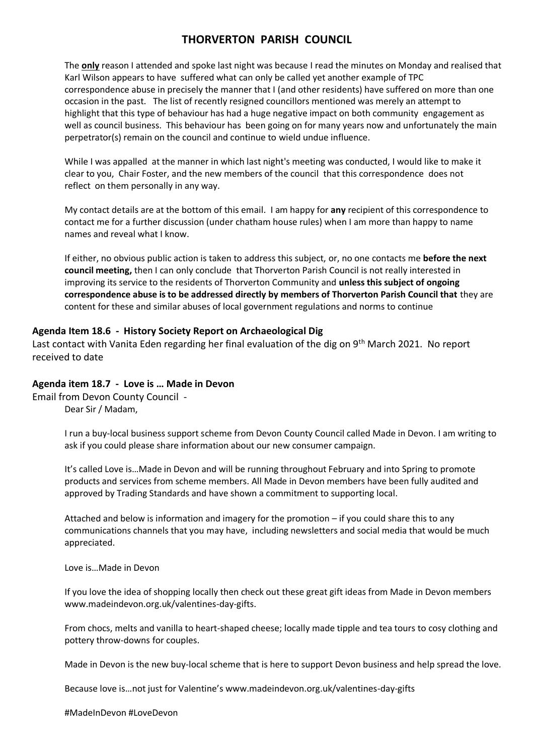# THORVERTON PARISH COUNCIL

The **only** reason I attended and spoke last night was because I read the minutes on Monday and realised that Karl Wilson appears to have suffered what can only be called yet another example of TPC correspondence abuse in precisely the manner that I (and other residents) have suffered on more than one occasion in the past. The list of recently resigned councillors mentioned was merely an attempt to highlight that this type of behaviour has had a huge negative impact on both community engagement as well as council business. This behaviour has been going on for many years now and unfortunately the main perpetrator(s) remain on the council and continue to wield undue influence.

While I was appalled at the manner in which last night's meeting was conducted, I would like to make it clear to you, Chair Foster, and the new members of the council that this correspondence does not reflect on them personally in any way.

My contact details are at the bottom of this email. I am happy for **any** recipient of this correspondence to contact me for a further discussion (under chatham house rules) when I am more than happy to name names and reveal what I know.

If either, no obvious public action is taken to address this subject, or, no one contacts me **before the next council meeting,** then I can only conclude that Thorverton Parish Council is not really interested in improving its service to the residents of Thorverton Community and **unless this subject of ongoing correspondence abuse is to be addressed directly by members of Thorverton Parish Council that** they are content for these and similar abuses of local government regulations and norms to continue

**Agenda Item 18.6 - History Society Report on Archaeological Dig**

Last contact with Vanita Eden regarding her final evaluation of the dig on 9th March 2021. No report received to date

**Agenda item 18.7 - Love is … Made in Devon**

Email from Devon County Council -

Dear Sir / Madam,

I run a buy-local business support scheme from Devon County Council called Made in Devon. I am writing to ask if you could please share information about our new consumer campaign.

It's called Love is…Made in Devon and will be running throughout February and into Spring to promote products and services from scheme members. All Made in Devon members have been fully audited and approved by Trading Standards and have shown a commitment to supporting local.

Attached and below is information and imagery for the promotion – if you could share this to any communications channels that you may have, including newsletters and social media that would be much appreciated.

Love is…Made in Devon

If you love the idea of shopping locally then check out these great gift ideas from Made in Devon members www.madeindevon.org.uk/valentines-day-gifts.

From chocs, melts and vanilla to heart-shaped cheese; locally made tipple and tea tours to cosy clothing and pottery throw-downs for couples.

Made in Devon is the new buy-local scheme that is here to support Devon business and help spread the love.

Because love is…not just for Valentine's www.madeindevon.org.uk/valentines-day-gifts

#MadeInDevon #LoveDevon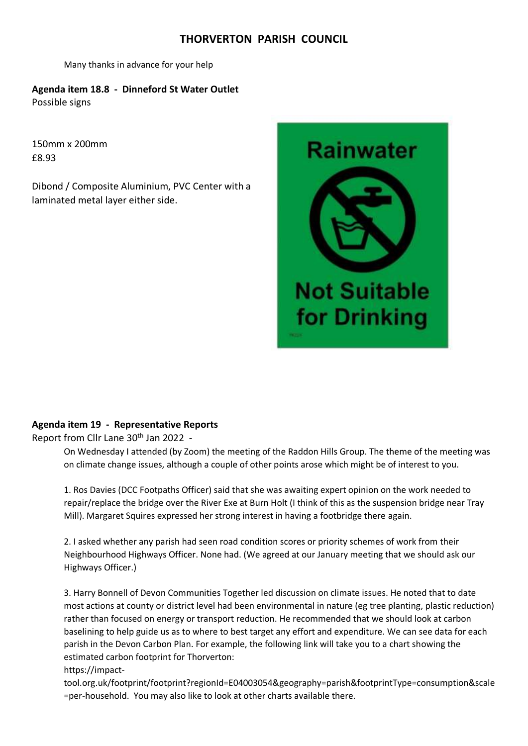# THORVERTON PARISH COUNCIL

Many thanks in advance for your help

**Agenda item 18.8 - Dinneford St Water Outlet**

Possible signs

150mm x 200mm
£8.93

Dibond / Composite Aluminium, PVC Center with a laminated metal layer either side.

Rainwater

Not Suitable for Drinking

**Agenda item 19 - Representative Reports**

Report from Cllr Lane 30th Jan 2022 -

On Wednesday I attended (by Zoom) the meeting of the Raddon Hills Group. The theme of the meeting was on climate change issues, although a couple of other points arose which might be of interest to you.

1. Ros Davies (DCC Footpaths Officer) said that she was awaiting expert opinion on the work needed to repair/replace the bridge over the River Exe at Burn Holt (I think of this as the suspension bridge near Tray Mill). Margaret Squires expressed her strong interest in having a footbridge there again.

2. I asked whether any parish had seen road condition scores or priority schemes of work from their Neighbourhood Highways Officer. None had. (We agreed at our January meeting that we should ask our Highways Officer.)

3. Harry Bonnell of Devon Communities Together led discussion on climate issues. He noted that to date most actions at county or district level had been environmental in nature (eg tree planting, plastic reduction) rather than focused on energy or transport reduction. He recommended that we should look at carbon baselining to help guide us as to where to best target any effort and expenditure. We can see data for each parish in the Devon Carbon Plan. For example, the following link will take you to a chart showing the estimated carbon footprint for Thorverton:
https://impact-tool.org.uk/footprint/footprint?regionId=E04003054&geography=parish&footprintType=consumption&scale=per-household. You may also like to look at other charts available there.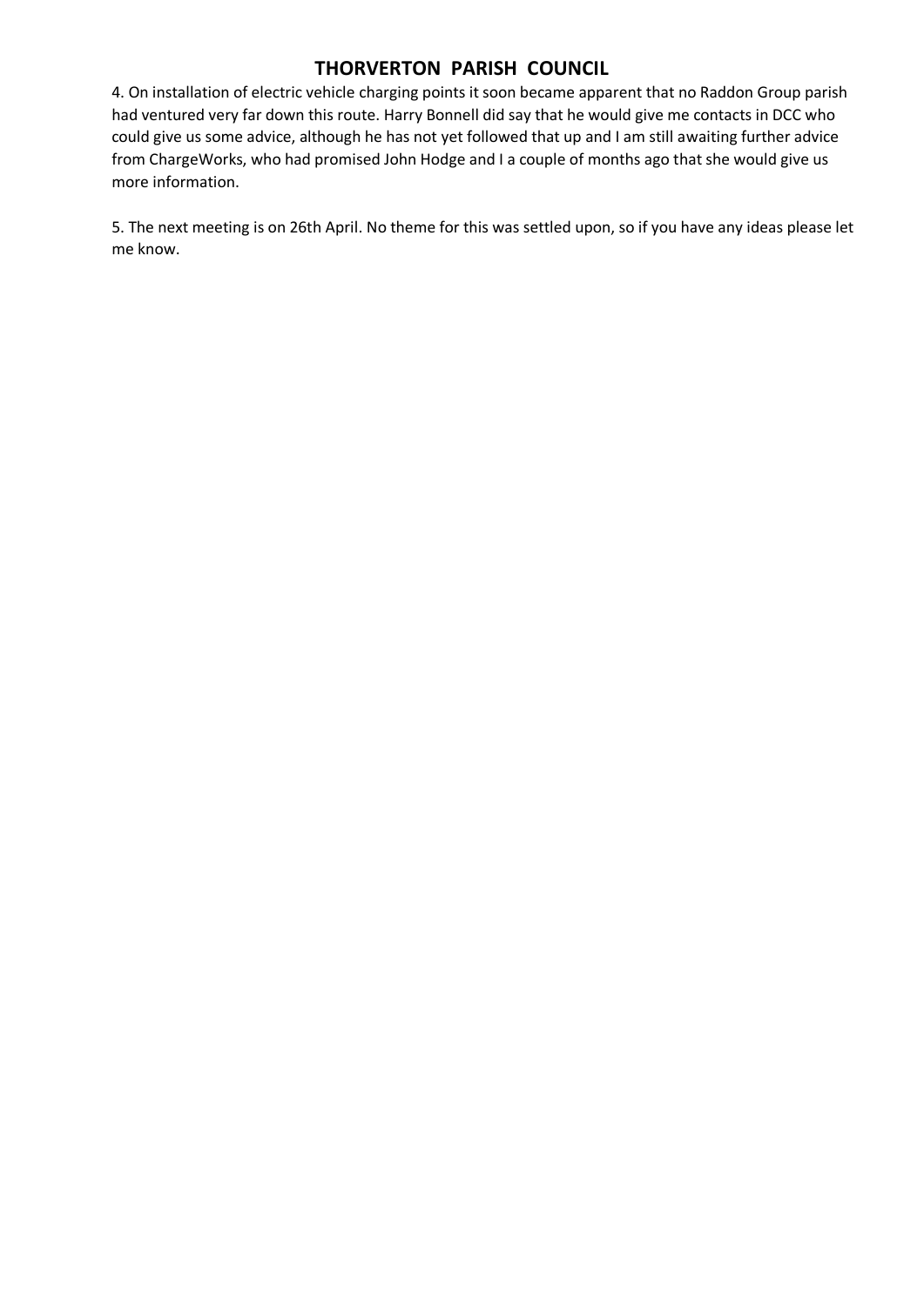4. On installation of electric vehicle charging points it soon became apparent that no Raddon Group parish had ventured very far down this route. Harry Bonnell did say that he would give me contacts in DCC who could give us some advice, although he has not yet followed that up and I am still awaiting further advice from ChargeWorks, who had promised John Hodge and I a couple of months ago that she would give us more information.

5. The next meeting is on 26th April. No theme for this was settled upon, so if you have any ideas please let me know.